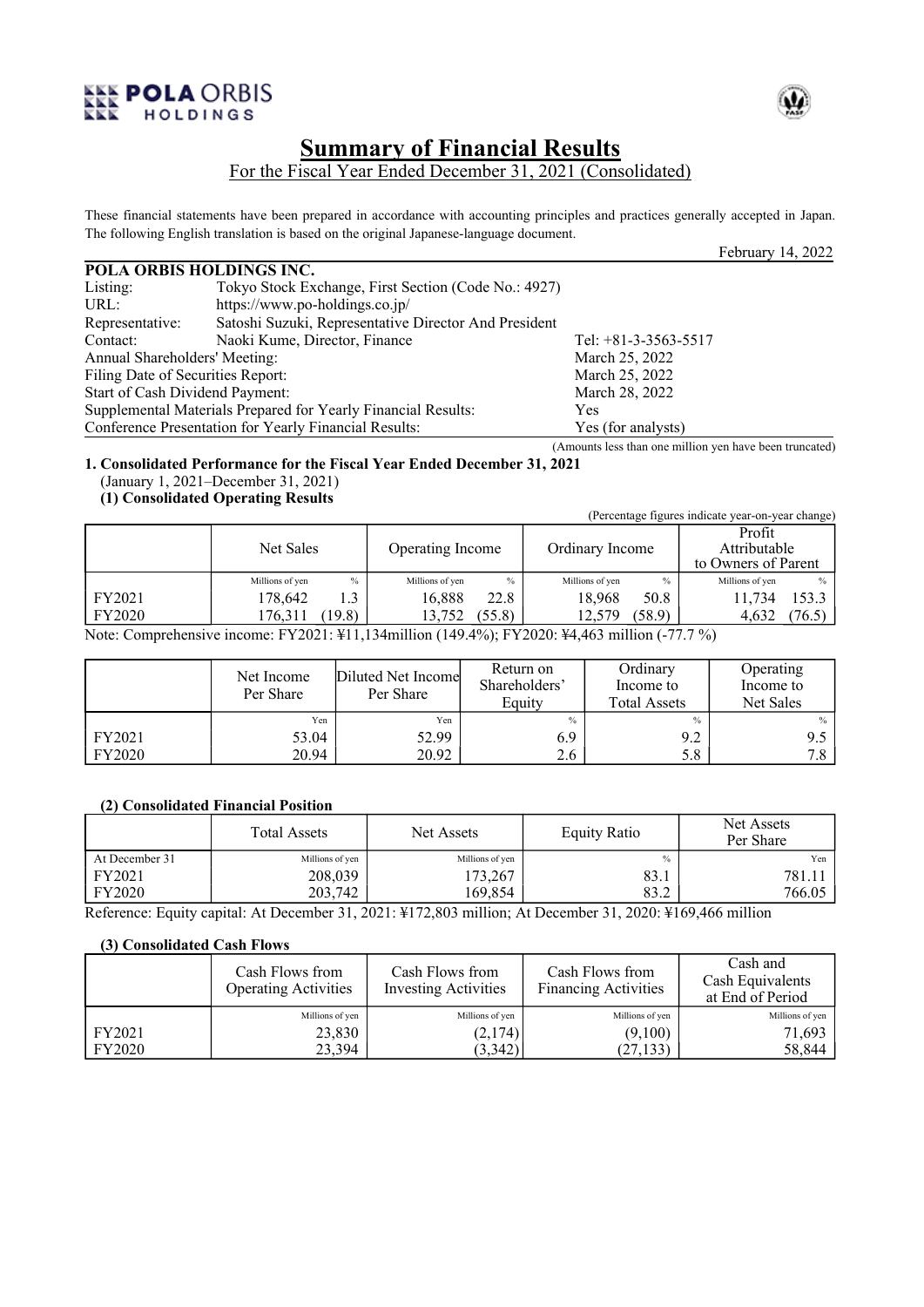# Summary of Financial Results

For the Fiscal Year Ended December 31, 2021 (Consolidated)

These financial statements have been prepared in accordance with accounting principles and practices generally accepted in Japan. The following English translation is based on the original Japanese-language document.

February 14, 2022

**POLA ORBIS HOLDINGS INC.**

| | | |
|---|---|---|
| Listing: | Tokyo Stock Exchange, First Section (Code No.: 4927) | |
| URL: | https://www.po-holdings.co.jp/ | |
| Representative: | Satoshi Suzuki, Representative Director And President | |
| Contact: | Naoki Kume, Director, Finance | Tel: +81-3-3563-5517 |
| Annual Shareholders' Meeting: | | March 25, 2022 |
| Filing Date of Securities Report: | | March 25, 2022 |
| Start of Cash Dividend Payment: | | March 28, 2022 |
| Supplemental Materials Prepared for Yearly Financial Results: | | Yes |
| Conference Presentation for Yearly Financial Results: | | Yes (for analysts) |

(Amounts less than one million yen have been truncated)

**1. Consolidated Performance for the Fiscal Year Ended December 31, 2021**
(January 1, 2021–December 31, 2021)

**(1) Consolidated Operating Results**

(Percentage figures indicate year-on-year change)

| | Net Sales | | Operating Income | | Ordinary Income | | Profit Attributable to Owners of Parent | |
|---|---|---|---|---|---|---|---|---|
| | Millions of yen | % | Millions of yen | % | Millions of yen | % | Millions of yen | % |
| FY2021 | 178,642 | 1.3 | 16,888 | 22.8 | 18,968 | 50.8 | 11,734 | 153.3 |
| FY2020 | 176,311 | (19.8) | 13,752 | (55.8) | 12,579 | (58.9) | 4,632 | (76.5) |

Note: Comprehensive income: FY2021: ¥11,134million (149.4%); FY2020: ¥4,463 million (-77.7 %)

| | Net Income Per Share | Diluted Net Income Per Share | Return on Shareholders' Equity | Ordinary Income to Total Assets | Operating Income to Net Sales |
|---|---|---|---|---|---|
| | Yen | Yen | % | % | % |
| FY2021 | 53.04 | 52.99 | 6.9 | 9.2 | 9.5 |
| FY2020 | 20.94 | 20.92 | 2.6 | 5.8 | 7.8 |

**(2) Consolidated Financial Position**

| | Total Assets | Net Assets | Equity Ratio | Net Assets Per Share |
|---|---|---|---|---|
| At December 31 | Millions of yen | Millions of yen | % | Yen |
| FY2021 | 208,039 | 173,267 | 83.1 | 781.11 |
| FY2020 | 203,742 | 169,854 | 83.2 | 766.05 |

Reference: Equity capital: At December 31, 2021: ¥172,803 million; At December 31, 2020: ¥169,466 million

**(3) Consolidated Cash Flows**

| | Cash Flows from Operating Activities | Cash Flows from Investing Activities | Cash Flows from Financing Activities | Cash and Cash Equivalents at End of Period |
|---|---|---|---|---|
| | Millions of yen | Millions of yen | Millions of yen | Millions of yen |
| FY2021 | 23,830 | (2,174) | (9,100) | 71,693 |
| FY2020 | 23,394 | (3,342) | (27,133) | 58,844 |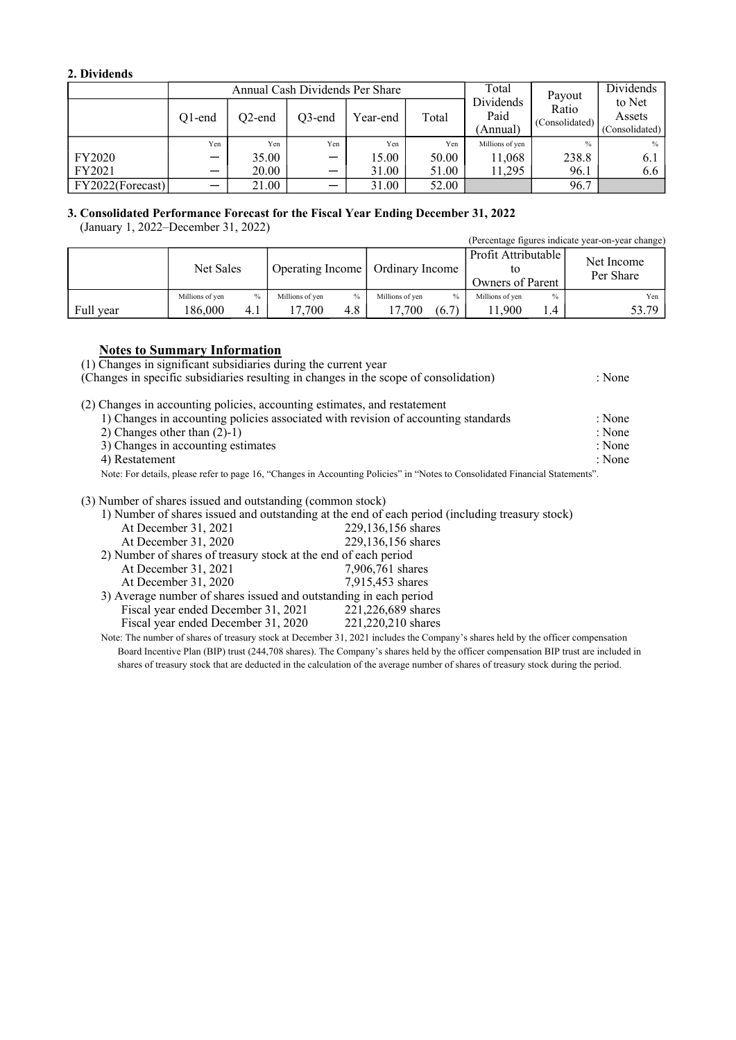**2. Dividends**

| | Annual Cash Dividends Per Share | | | | | Total Dividends Paid (Annual) | Payout Ratio (Consolidated) | Dividends to Net Assets (Consolidated) |
|---|---|---|---|---|---|---|---|---|
| | Q1-end | Q2-end | Q3-end | Year-end | Total | | | |
| | Yen | Yen | Yen | Yen | Yen | Millions of yen | % | % |
| FY2020 | ― | 35.00 | ― | 15.00 | 50.00 | 11,068 | 238.8 | 6.1 |
| FY2021 | ― | 20.00 | ― | 31.00 | 51.00 | 11,295 | 96.1 | 6.6 |
| FY2022(Forecast) | ― | 21.00 | ― | 31.00 | 52.00 | | 96.7 | |

**3. Consolidated Performance Forecast for the Fiscal Year Ending December 31, 2022**
(January 1, 2022–December 31, 2022)

(Percentage figures indicate year-on-year change)

| | Net Sales | | Operating Income | | Ordinary Income | | Profit Attributable to Owners of Parent | | Net Income Per Share |
|---|---|---|---|---|---|---|---|---|---|
| | Millions of yen | % | Millions of yen | % | Millions of yen | % | Millions of yen | % | Yen |
| Full year | 186,000 | 4.1 | 17,700 | 4.8 | 17,700 | (6.7) | 11,900 | 1.4 | 53.79 |

**Notes to Summary Information**

(1) Changes in significant subsidiaries during the current year
(Changes in specific subsidiaries resulting in changes in the scope of consolidation) : None

(2) Changes in accounting policies, accounting estimates, and restatement
1) Changes in accounting policies associated with revision of accounting standards : None
2) Changes other than (2)-1) : None
3) Changes in accounting estimates : None
4) Restatement : None

Note: For details, please refer to page 16, "Changes in Accounting Policies" in "Notes to Consolidated Financial Statements".

(3) Number of shares issued and outstanding (common stock)
1) Number of shares issued and outstanding at the end of each period (including treasury stock)
At December 31, 2021 229,136,156 shares
At December 31, 2020 229,136,156 shares
2) Number of shares of treasury stock at the end of each period
At December 31, 2021 7,906,761 shares
At December 31, 2020 7,915,453 shares
3) Average number of shares issued and outstanding in each period
Fiscal year ended December 31, 2021 221,226,689 shares
Fiscal year ended December 31, 2020 221,220,210 shares

Note: The number of shares of treasury stock at December 31, 2021 includes the Company's shares held by the officer compensation Board Incentive Plan (BIP) trust (244,708 shares). The Company's shares held by the officer compensation BIP trust are included in shares of treasury stock that are deducted in the calculation of the average number of shares of treasury stock during the period.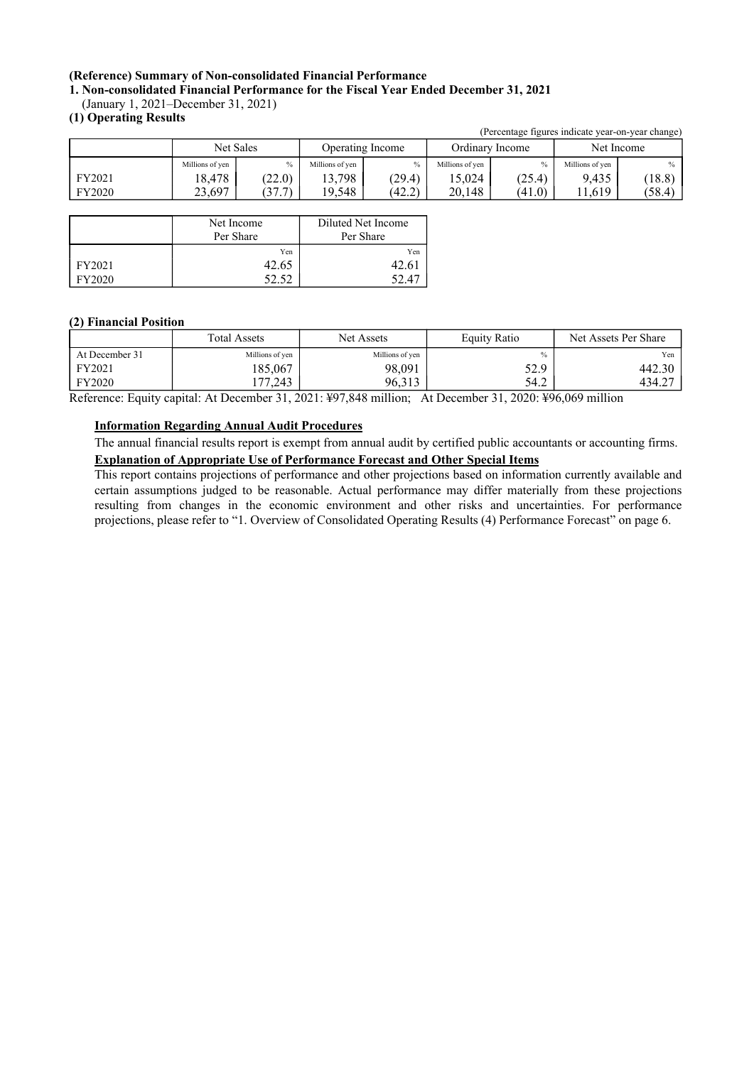**(Reference) Summary of Non-consolidated Financial Performance**

**1. Non-consolidated Financial Performance for the Fiscal Year Ended December 31, 2021**

(January 1, 2021–December 31, 2021)

**(1) Operating Results**

(Percentage figures indicate year-on-year change)

| | Net Sales | | Operating Income | | Ordinary Income | | Net Income | |
|---|---|---|---|---|---|---|---|---|
| | Millions of yen | % | Millions of yen | % | Millions of yen | % | Millions of yen | % |
| FY2021 | 18,478 | (22.0) | 13,798 | (29.4) | 15,024 | (25.4) | 9,435 | (18.8) |
| FY2020 | 23,697 | (37.7) | 19,548 | (42.2) | 20,148 | (41.0) | 11,619 | (58.4) |

| | Net Income Per Share | Diluted Net Income Per Share |
|---|---|---|
| | Yen | Yen |
| FY2021 | 42.65 | 42.61 |
| FY2020 | 52.52 | 52.47 |

**(2) Financial Position**

| | Total Assets | Net Assets | Equity Ratio | Net Assets Per Share |
|---|---|---|---|---|
| At December 31 | Millions of yen | Millions of yen | % | Yen |
| FY2021 | 185,067 | 98,091 | 52.9 | 442.30 |
| FY2020 | 177,243 | 96,313 | 54.2 | 434.27 |

Reference: Equity capital: At December 31, 2021: ¥97,848 million; At December 31, 2020: ¥96,069 million

**Information Regarding Annual Audit Procedures**

The annual financial results report is exempt from annual audit by certified public accountants or accounting firms.

**Explanation of Appropriate Use of Performance Forecast and Other Special Items**

This report contains projections of performance and other projections based on information currently available and certain assumptions judged to be reasonable. Actual performance may differ materially from these projections resulting from changes in the economic environment and other risks and uncertainties. For performance projections, please refer to "1. Overview of Consolidated Operating Results (4) Performance Forecast" on page 6.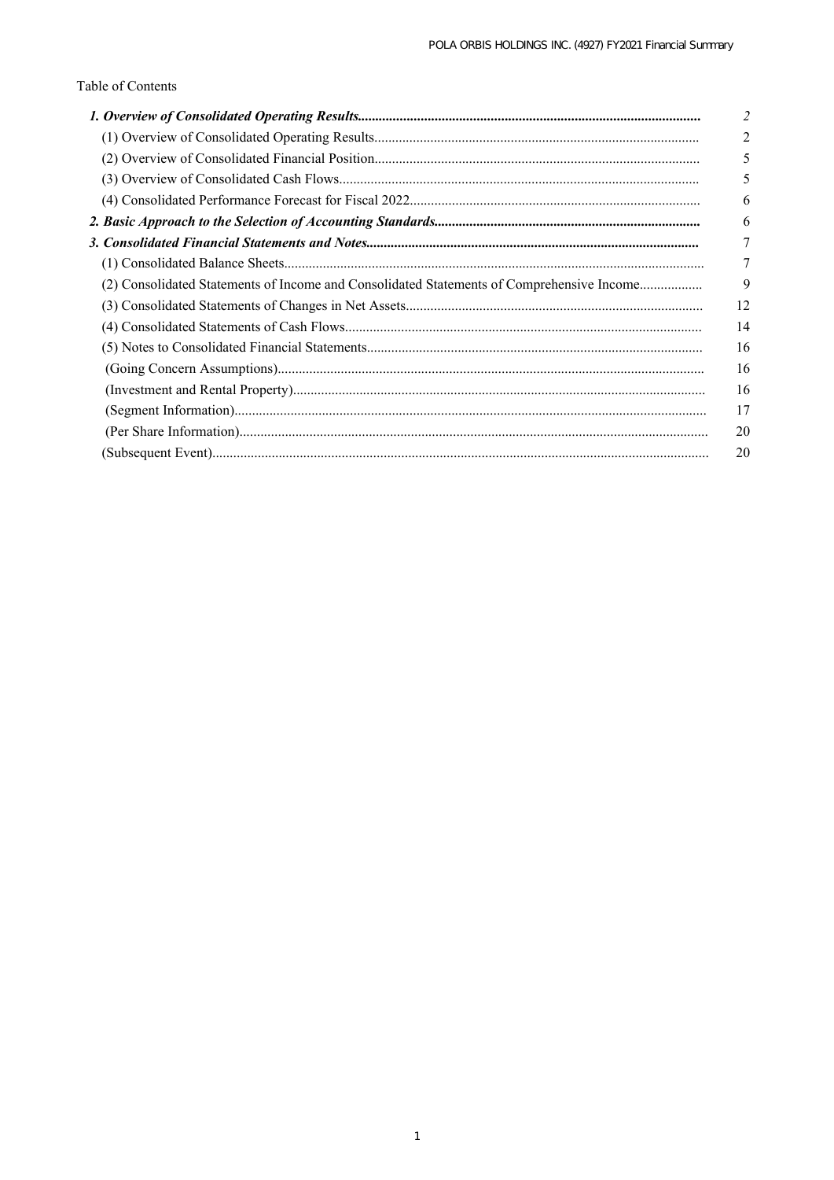Table of Contents

| | |
|---|---|
| ***1. Overview of Consolidated Operating Results*** | *2* |
| (1) Overview of Consolidated Operating Results | 2 |
| (2) Overview of Consolidated Financial Position | 5 |
| (3) Overview of Consolidated Cash Flows | 5 |
| (4) Consolidated Performance Forecast for Fiscal 2022 | 6 |
| ***2. Basic Approach to the Selection of Accounting Standards*** | 6 |
| ***3. Consolidated Financial Statements and Notes*** | 7 |
| (1) Consolidated Balance Sheets | 7 |
| (2) Consolidated Statements of Income and Consolidated Statements of Comprehensive Income | 9 |
| (3) Consolidated Statements of Changes in Net Assets | 12 |
| (4) Consolidated Statements of Cash Flows | 14 |
| (5) Notes to Consolidated Financial Statements | 16 |
| (Going Concern Assumptions) | 16 |
| (Investment and Rental Property) | 16 |
| (Segment Information) | 17 |
| (Per Share Information) | 20 |
| (Subsequent Event) | 20 |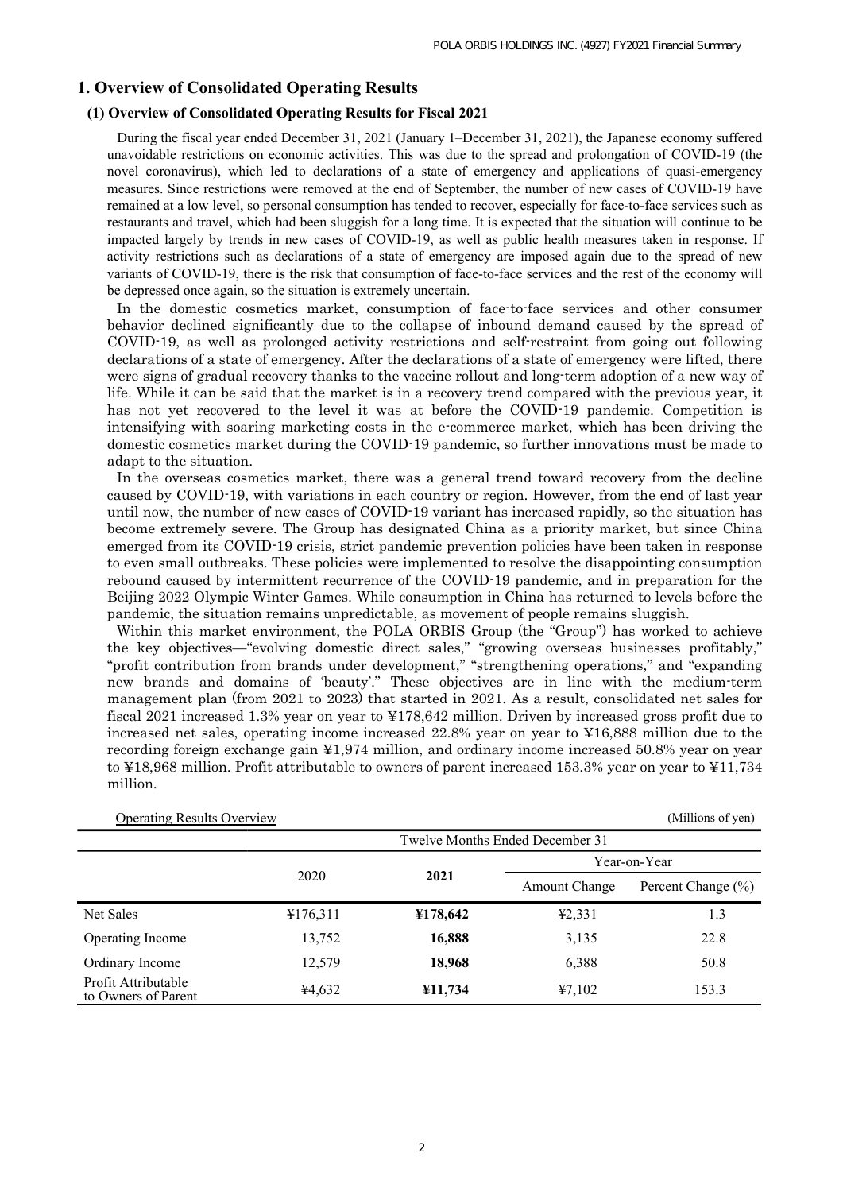# 1. Overview of Consolidated Operating Results

## (1) Overview of Consolidated Operating Results for Fiscal 2021

During the fiscal year ended December 31, 2021 (January 1–December 31, 2021), the Japanese economy suffered unavoidable restrictions on economic activities. This was due to the spread and prolongation of COVID-19 (the novel coronavirus), which led to declarations of a state of emergency and applications of quasi-emergency measures. Since restrictions were removed at the end of September, the number of new cases of COVID-19 have remained at a low level, so personal consumption has tended to recover, especially for face-to-face services such as restaurants and travel, which had been sluggish for a long time. It is expected that the situation will continue to be impacted largely by trends in new cases of COVID-19, as well as public health measures taken in response. If activity restrictions such as declarations of a state of emergency are imposed again due to the spread of new variants of COVID-19, there is the risk that consumption of face-to-face services and the rest of the economy will be depressed once again, so the situation is extremely uncertain.

In the domestic cosmetics market, consumption of face-to-face services and other consumer behavior declined significantly due to the collapse of inbound demand caused by the spread of COVID-19, as well as prolonged activity restrictions and self-restraint from going out following declarations of a state of emergency. After the declarations of a state of emergency were lifted, there were signs of gradual recovery thanks to the vaccine rollout and long-term adoption of a new way of life. While it can be said that the market is in a recovery trend compared with the previous year, it has not yet recovered to the level it was at before the COVID-19 pandemic. Competition is intensifying with soaring marketing costs in the e-commerce market, which has been driving the domestic cosmetics market during the COVID-19 pandemic, so further innovations must be made to adapt to the situation.

In the overseas cosmetics market, there was a general trend toward recovery from the decline caused by COVID-19, with variations in each country or region. However, from the end of last year until now, the number of new cases of COVID-19 variant has increased rapidly, so the situation has become extremely severe. The Group has designated China as a priority market, but since China emerged from its COVID-19 crisis, strict pandemic prevention policies have been taken in response to even small outbreaks. These policies were implemented to resolve the disappointing consumption rebound caused by intermittent recurrence of the COVID-19 pandemic, and in preparation for the Beijing 2022 Olympic Winter Games. While consumption in China has returned to levels before the pandemic, the situation remains unpredictable, as movement of people remains sluggish.

Within this market environment, the POLA ORBIS Group (the "Group") has worked to achieve the key objectives—"evolving domestic direct sales," "growing overseas businesses profitably," "profit contribution from brands under development," "strengthening operations," and "expanding new brands and domains of 'beauty'." These objectives are in line with the medium-term management plan (from 2021 to 2023) that started in 2021. As a result, consolidated net sales for fiscal 2021 increased 1.3% year on year to ¥178,642 million. Driven by increased gross profit due to increased net sales, operating income increased 22.8% year on year to ¥16,888 million due to the recording foreign exchange gain ¥1,974 million, and ordinary income increased 50.8% year on year to ¥18,968 million. Profit attributable to owners of parent increased 153.3% year on year to ¥11,734 million.

Operating Results Overview (Millions of yen)

| | Twelve Months Ended December 31 | | | |
|---|---|---|---|---|
| | 2020 | **2021** | Year-on-Year | |
| | | | Amount Change | Percent Change (%) |
| Net Sales | ¥176,311 | **¥178,642** | ¥2,331 | 1.3 |
| Operating Income | 13,752 | **16,888** | 3,135 | 22.8 |
| Ordinary Income | 12,579 | **18,968** | 6,388 | 50.8 |
| Profit Attributable to Owners of Parent | ¥4,632 | **¥11,734** | ¥7,102 | 153.3 |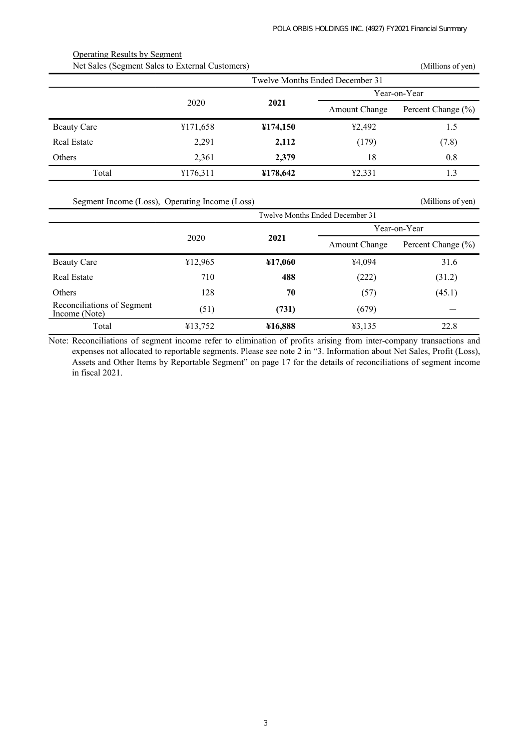Operating Results by Segment

Net Sales (Segment Sales to External Customers) (Millions of yen)

| | Twelve Months Ended December 31 | | | |
|---|---|---|---|---|
| | 2020 | **2021** | Year-on-Year | |
| | | | Amount Change | Percent Change (%) |
| Beauty Care | ¥171,658 | **¥174,150** | ¥2,492 | 1.5 |
| Real Estate | 2,291 | **2,112** | (179) | (7.8) |
| Others | 2,361 | **2,379** | 18 | 0.8 |
| Total | ¥176,311 | **¥178,642** | ¥2,331 | 1.3 |

Segment Income (Loss), Operating Income (Loss) (Millions of yen)

| | Twelve Months Ended December 31 | | | |
|---|---|---|---|---|
| | 2020 | **2021** | Year-on-Year | |
| | | | Amount Change | Percent Change (%) |
| Beauty Care | ¥12,965 | **¥17,060** | ¥4,094 | 31.6 |
| Real Estate | 710 | **488** | (222) | (31.2) |
| Others | 128 | **70** | (57) | (45.1) |
| Reconciliations of Segment Income (Note) | (51) | **(731)** | (679) | — |
| Total | ¥13,752 | **¥16,888** | ¥3,135 | 22.8 |

Note: Reconciliations of segment income refer to elimination of profits arising from inter-company transactions and expenses not allocated to reportable segments. Please see note 2 in "3. Information about Net Sales, Profit (Loss), Assets and Other Items by Reportable Segment" on page 17 for the details of reconciliations of segment income in fiscal 2021.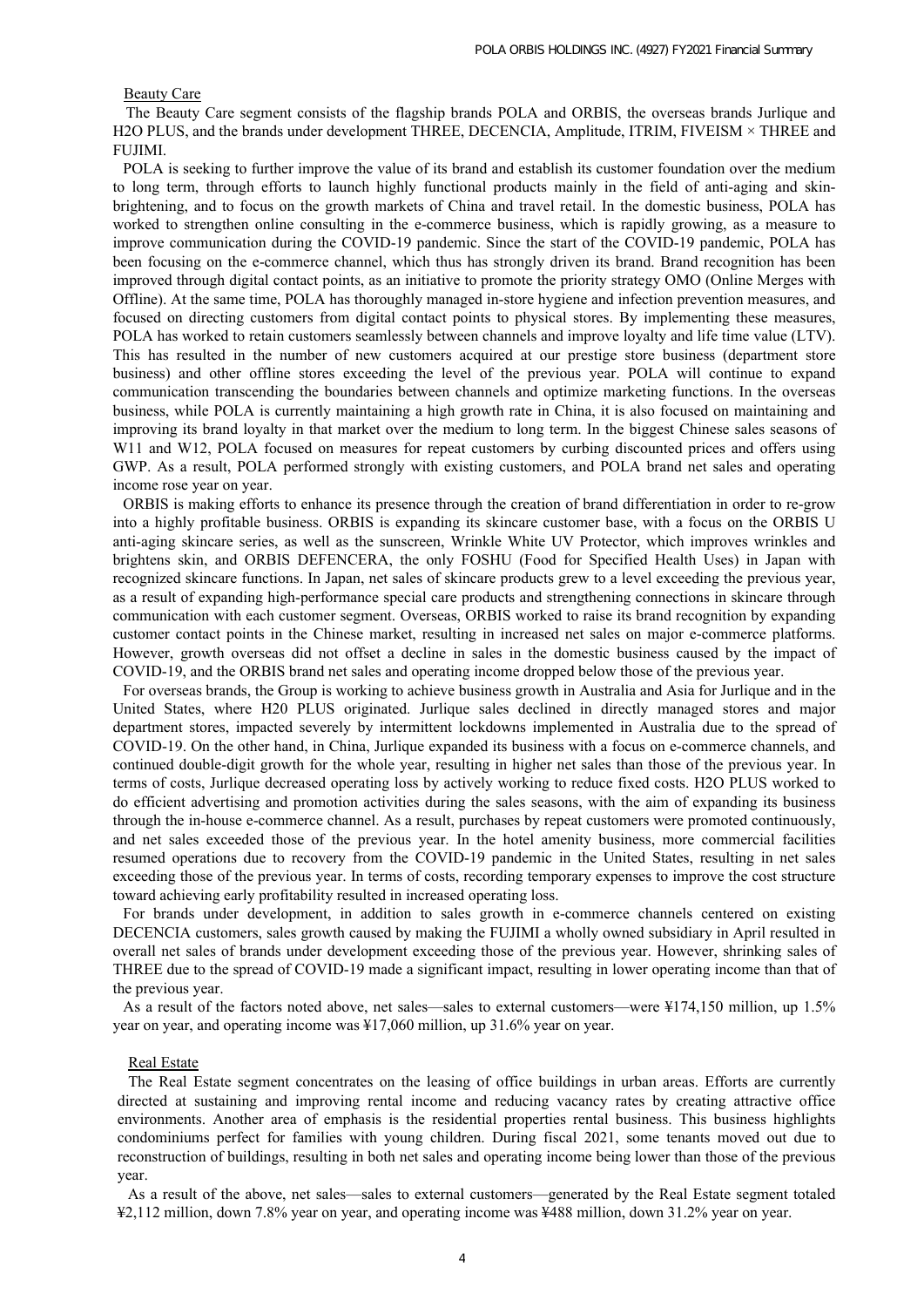Beauty Care

The Beauty Care segment consists of the flagship brands POLA and ORBIS, the overseas brands Jurlique and H2O PLUS, and the brands under development THREE, DECENCIA, Amplitude, ITRIM, FIVEISM × THREE and FUJIMI.

POLA is seeking to further improve the value of its brand and establish its customer foundation over the medium to long term, through efforts to launch highly functional products mainly in the field of anti-aging and skin-brightening, and to focus on the growth markets of China and travel retail. In the domestic business, POLA has worked to strengthen online consulting in the e-commerce business, which is rapidly growing, as a measure to improve communication during the COVID-19 pandemic. Since the start of the COVID-19 pandemic, POLA has been focusing on the e-commerce channel, which thus has strongly driven its brand. Brand recognition has been improved through digital contact points, as an initiative to promote the priority strategy OMO (Online Merges with Offline). At the same time, POLA has thoroughly managed in-store hygiene and infection prevention measures, and focused on directing customers from digital contact points to physical stores. By implementing these measures, POLA has worked to retain customers seamlessly between channels and improve loyalty and life time value (LTV). This has resulted in the number of new customers acquired at our prestige store business (department store business) and other offline stores exceeding the level of the previous year. POLA will continue to expand communication transcending the boundaries between channels and optimize marketing functions. In the overseas business, while POLA is currently maintaining a high growth rate in China, it is also focused on maintaining and improving its brand loyalty in that market over the medium to long term. In the biggest Chinese sales seasons of W11 and W12, POLA focused on measures for repeat customers by curbing discounted prices and offers using GWP. As a result, POLA performed strongly with existing customers, and POLA brand net sales and operating income rose year on year.

ORBIS is making efforts to enhance its presence through the creation of brand differentiation in order to re-grow into a highly profitable business. ORBIS is expanding its skincare customer base, with a focus on the ORBIS U anti-aging skincare series, as well as the sunscreen, Wrinkle White UV Protector, which improves wrinkles and brightens skin, and ORBIS DEFENCERA, the only FOSHU (Food for Specified Health Uses) in Japan with recognized skincare functions. In Japan, net sales of skincare products grew to a level exceeding the previous year, as a result of expanding high-performance special care products and strengthening connections in skincare through communication with each customer segment. Overseas, ORBIS worked to raise its brand recognition by expanding customer contact points in the Chinese market, resulting in increased net sales on major e-commerce platforms. However, growth overseas did not offset a decline in sales in the domestic business caused by the impact of COVID-19, and the ORBIS brand net sales and operating income dropped below those of the previous year.

For overseas brands, the Group is working to achieve business growth in Australia and Asia for Jurlique and in the United States, where H20 PLUS originated. Jurlique sales declined in directly managed stores and major department stores, impacted severely by intermittent lockdowns implemented in Australia due to the spread of COVID-19. On the other hand, in China, Jurlique expanded its business with a focus on e-commerce channels, and continued double-digit growth for the whole year, resulting in higher net sales than those of the previous year. In terms of costs, Jurlique decreased operating loss by actively working to reduce fixed costs. H2O PLUS worked to do efficient advertising and promotion activities during the sales seasons, with the aim of expanding its business through the in-house e-commerce channel. As a result, purchases by repeat customers were promoted continuously, and net sales exceeded those of the previous year. In the hotel amenity business, more commercial facilities resumed operations due to recovery from the COVID-19 pandemic in the United States, resulting in net sales exceeding those of the previous year. In terms of costs, recording temporary expenses to improve the cost structure toward achieving early profitability resulted in increased operating loss.

For brands under development, in addition to sales growth in e-commerce channels centered on existing DECENCIA customers, sales growth caused by making the FUJIMI a wholly owned subsidiary in April resulted in overall net sales of brands under development exceeding those of the previous year. However, shrinking sales of THREE due to the spread of COVID-19 made a significant impact, resulting in lower operating income than that of the previous year.

As a result of the factors noted above, net sales—sales to external customers—were ¥174,150 million, up 1.5% year on year, and operating income was ¥17,060 million, up 31.6% year on year.

Real Estate

The Real Estate segment concentrates on the leasing of office buildings in urban areas. Efforts are currently directed at sustaining and improving rental income and reducing vacancy rates by creating attractive office environments. Another area of emphasis is the residential properties rental business. This business highlights condominiums perfect for families with young children. During fiscal 2021, some tenants moved out due to reconstruction of buildings, resulting in both net sales and operating income being lower than those of the previous year.

As a result of the above, net sales—sales to external customers—generated by the Real Estate segment totaled ¥2,112 million, down 7.8% year on year, and operating income was ¥488 million, down 31.2% year on year.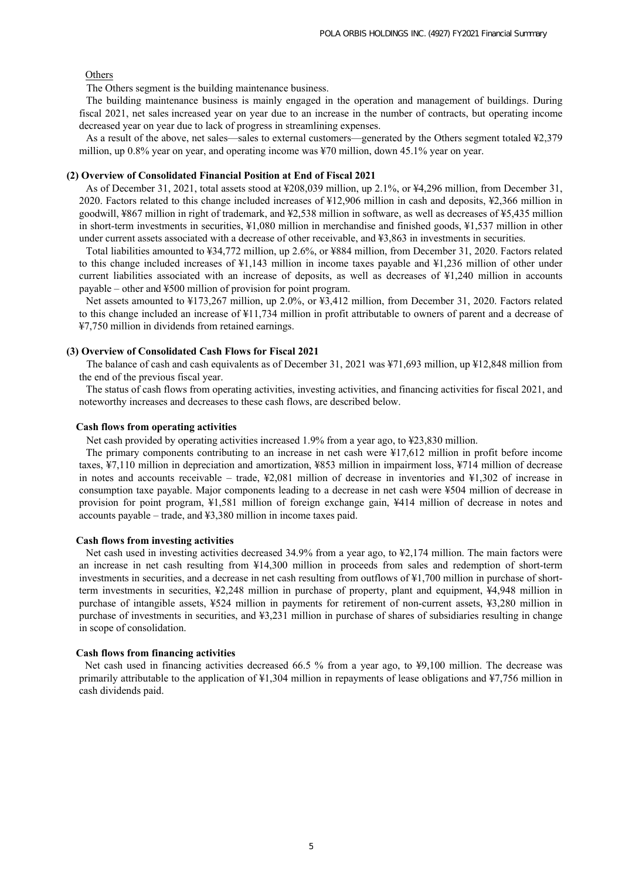Others

The Others segment is the building maintenance business.

The building maintenance business is mainly engaged in the operation and management of buildings. During fiscal 2021, net sales increased year on year due to an increase in the number of contracts, but operating income decreased year on year due to lack of progress in streamlining expenses.

As a result of the above, net sales—sales to external customers—generated by the Others segment totaled ¥2,379 million, up 0.8% year on year, and operating income was ¥70 million, down 45.1% year on year.

**(2) Overview of Consolidated Financial Position at End of Fiscal 2021**

As of December 31, 2021, total assets stood at ¥208,039 million, up 2.1%, or ¥4,296 million, from December 31, 2020. Factors related to this change included increases of ¥12,906 million in cash and deposits, ¥2,366 million in goodwill, ¥867 million in right of trademark, and ¥2,538 million in software, as well as decreases of ¥5,435 million in short-term investments in securities, ¥1,080 million in merchandise and finished goods, ¥1,537 million in other under current assets associated with a decrease of other receivable, and ¥3,863 in investments in securities.

Total liabilities amounted to ¥34,772 million, up 2.6%, or ¥884 million, from December 31, 2020. Factors related to this change included increases of ¥1,143 million in income taxes payable and ¥1,236 million of other under current liabilities associated with an increase of deposits, as well as decreases of ¥1,240 million in accounts payable – other and ¥500 million of provision for point program.

Net assets amounted to ¥173,267 million, up 2.0%, or ¥3,412 million, from December 31, 2020. Factors related to this change included an increase of ¥11,734 million in profit attributable to owners of parent and a decrease of ¥7,750 million in dividends from retained earnings.

**(3) Overview of Consolidated Cash Flows for Fiscal 2021**

The balance of cash and cash equivalents as of December 31, 2021 was ¥71,693 million, up ¥12,848 million from the end of the previous fiscal year.

The status of cash flows from operating activities, investing activities, and financing activities for fiscal 2021, and noteworthy increases and decreases to these cash flows, are described below.

**Cash flows from operating activities**

Net cash provided by operating activities increased 1.9% from a year ago, to ¥23,830 million.

The primary components contributing to an increase in net cash were ¥17,612 million in profit before income taxes, ¥7,110 million in depreciation and amortization, ¥853 million in impairment loss, ¥714 million of decrease in notes and accounts receivable – trade, ¥2,081 million of decrease in inventories and ¥1,302 of increase in consumption taxe payable. Major components leading to a decrease in net cash were ¥504 million of decrease in provision for point program, ¥1,581 million of foreign exchange gain, ¥414 million of decrease in notes and accounts payable – trade, and ¥3,380 million in income taxes paid.

**Cash flows from investing activities**

Net cash used in investing activities decreased 34.9% from a year ago, to ¥2,174 million. The main factors were an increase in net cash resulting from ¥14,300 million in proceeds from sales and redemption of short-term investments in securities, and a decrease in net cash resulting from outflows of ¥1,700 million in purchase of short-term investments in securities, ¥2,248 million in purchase of property, plant and equipment, ¥4,948 million in purchase of intangible assets, ¥524 million in payments for retirement of non-current assets, ¥3,280 million in purchase of investments in securities, and ¥3,231 million in purchase of shares of subsidiaries resulting in change in scope of consolidation.

**Cash flows from financing activities**

Net cash used in financing activities decreased 66.5 % from a year ago, to ¥9,100 million. The decrease was primarily attributable to the application of ¥1,304 million in repayments of lease obligations and ¥7,756 million in cash dividends paid.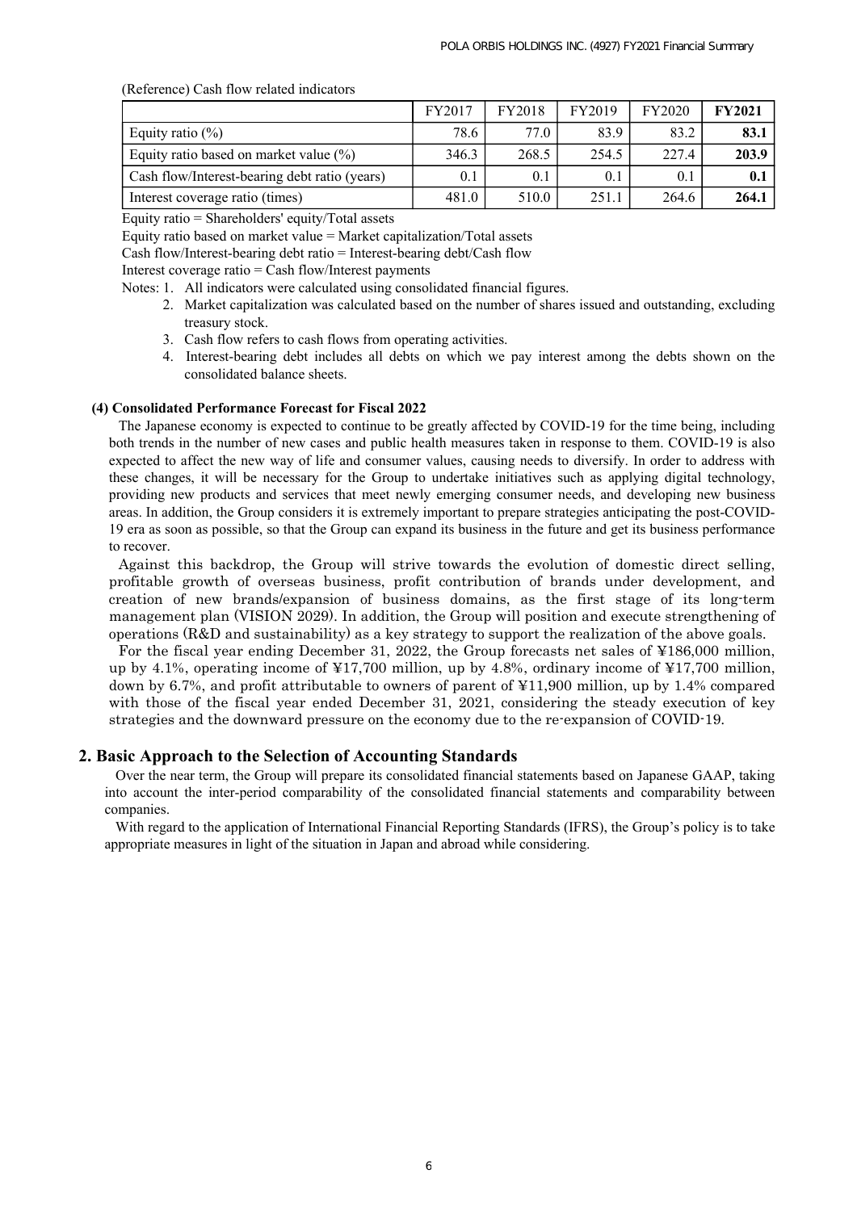(Reference) Cash flow related indicators

| | FY2017 | FY2018 | FY2019 | FY2020 | **FY2021** |
|---|---|---|---|---|---|
| Equity ratio (%) | 78.6 | 77.0 | 83.9 | 83.2 | **83.1** |
| Equity ratio based on market value (%) | 346.3 | 268.5 | 254.5 | 227.4 | **203.9** |
| Cash flow/Interest-bearing debt ratio (years) | 0.1 | 0.1 | 0.1 | 0.1 | **0.1** |
| Interest coverage ratio (times) | 481.0 | 510.0 | 251.1 | 264.6 | **264.1** |

Equity ratio = Shareholders' equity/Total assets

Equity ratio based on market value = Market capitalization/Total assets

Cash flow/Interest-bearing debt ratio = Interest-bearing debt/Cash flow

Interest coverage ratio = Cash flow/Interest payments

Notes: 1. All indicators were calculated using consolidated financial figures.

2. Market capitalization was calculated based on the number of shares issued and outstanding, excluding treasury stock.
3. Cash flow refers to cash flows from operating activities.
4. Interest-bearing debt includes all debts on which we pay interest among the debts shown on the consolidated balance sheets.

#### (4) Consolidated Performance Forecast for Fiscal 2022

The Japanese economy is expected to continue to be greatly affected by COVID-19 for the time being, including both trends in the number of new cases and public health measures taken in response to them. COVID-19 is also expected to affect the new way of life and consumer values, causing needs to diversify. In order to address with these changes, it will be necessary for the Group to undertake initiatives such as applying digital technology, providing new products and services that meet newly emerging consumer needs, and developing new business areas. In addition, the Group considers it is extremely important to prepare strategies anticipating the post-COVID-19 era as soon as possible, so that the Group can expand its business in the future and get its business performance to recover.

Against this backdrop, the Group will strive towards the evolution of domestic direct selling, profitable growth of overseas business, profit contribution of brands under development, and creation of new brands/expansion of business domains, as the first stage of its long-term management plan (VISION 2029). In addition, the Group will position and execute strengthening of operations (R&D and sustainability) as a key strategy to support the realization of the above goals.

For the fiscal year ending December 31, 2022, the Group forecasts net sales of ¥186,000 million, up by 4.1%, operating income of ¥17,700 million, up by 4.8%, ordinary income of ¥17,700 million, down by 6.7%, and profit attributable to owners of parent of ¥11,900 million, up by 1.4% compared with those of the fiscal year ended December 31, 2021, considering the steady execution of key strategies and the downward pressure on the economy due to the re-expansion of COVID-19.

## 2. Basic Approach to the Selection of Accounting Standards

Over the near term, the Group will prepare its consolidated financial statements based on Japanese GAAP, taking into account the inter-period comparability of the consolidated financial statements and comparability between companies.

With regard to the application of International Financial Reporting Standards (IFRS), the Group's policy is to take appropriate measures in light of the situation in Japan and abroad while considering.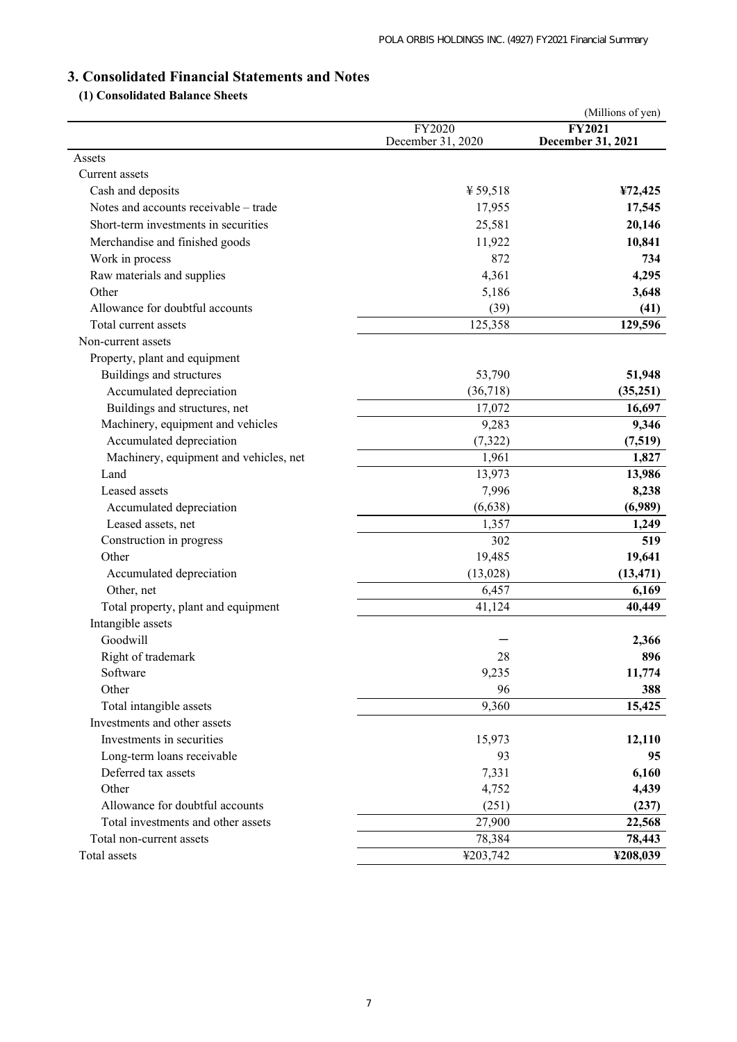## 3. Consolidated Financial Statements and Notes

### (1) Consolidated Balance Sheets

(Millions of yen)

| | FY2020 December 31, 2020 | **FY2021 December 31, 2021** |
|---|---|---|
| Assets | | |
| Current assets | | |
| Cash and deposits | ¥ 59,518 | **¥72,425** |
| Notes and accounts receivable – trade | 17,955 | **17,545** |
| Short-term investments in securities | 25,581 | **20,146** |
| Merchandise and finished goods | 11,922 | **10,841** |
| Work in process | 872 | **734** |
| Raw materials and supplies | 4,361 | **4,295** |
| Other | 5,186 | **3,648** |
| Allowance for doubtful accounts | (39) | **(41)** |
| Total current assets | 125,358 | **129,596** |
| Non-current assets | | |
| Property, plant and equipment | | |
| Buildings and structures | 53,790 | **51,948** |
| Accumulated depreciation | (36,718) | **(35,251)** |
| Buildings and structures, net | 17,072 | **16,697** |
| Machinery, equipment and vehicles | 9,283 | **9,346** |
| Accumulated depreciation | (7,322) | **(7,519)** |
| Machinery, equipment and vehicles, net | 1,961 | **1,827** |
| Land | 13,973 | **13,986** |
| Leased assets | 7,996 | **8,238** |
| Accumulated depreciation | (6,638) | **(6,989)** |
| Leased assets, net | 1,357 | **1,249** |
| Construction in progress | 302 | **519** |
| Other | 19,485 | **19,641** |
| Accumulated depreciation | (13,028) | **(13,471)** |
| Other, net | 6,457 | **6,169** |
| Total property, plant and equipment | 41,124 | **40,449** |
| Intangible assets | | |
| Goodwill | – | **2,366** |
| Right of trademark | 28 | **896** |
| Software | 9,235 | **11,774** |
| Other | 96 | **388** |
| Total intangible assets | 9,360 | **15,425** |
| Investments and other assets | | |
| Investments in securities | 15,973 | **12,110** |
| Long-term loans receivable | 93 | **95** |
| Deferred tax assets | 7,331 | **6,160** |
| Other | 4,752 | **4,439** |
| Allowance for doubtful accounts | (251) | **(237)** |
| Total investments and other assets | 27,900 | **22,568** |
| Total non-current assets | 78,384 | **78,443** |
| Total assets | ¥203,742 | **¥208,039** |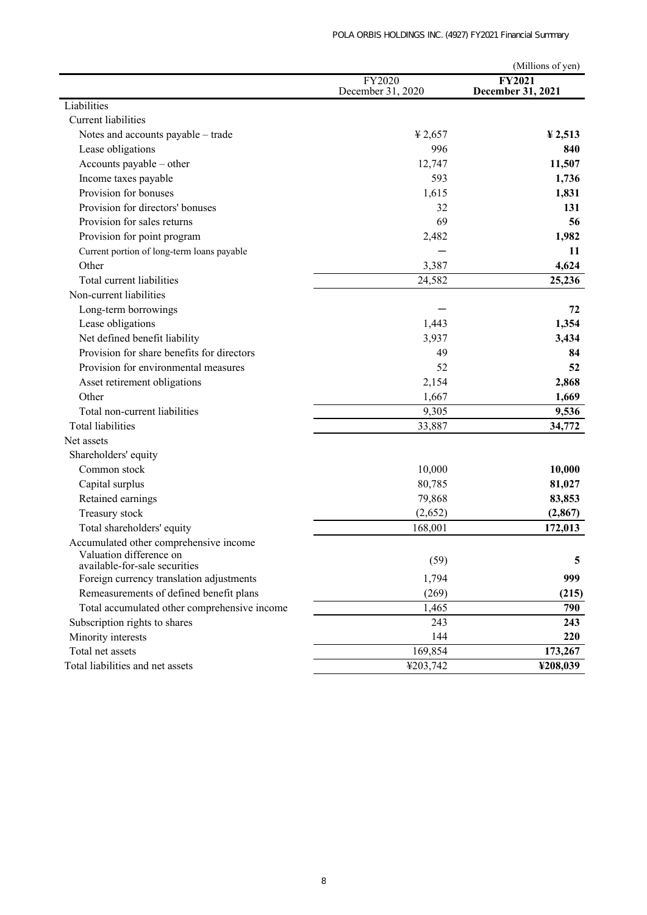(Millions of yen)

| | FY2020<br>December 31, 2020 | **FY2021**<br>**December 31, 2021** |
|---|---|---|
| Liabilities | | |
| Current liabilities | | |
| Notes and accounts payable – trade | ¥ 2,657 | **¥ 2,513** |
| Lease obligations | 996 | **840** |
| Accounts payable – other | 12,747 | **11,507** |
| Income taxes payable | 593 | **1,736** |
| Provision for bonuses | 1,615 | **1,831** |
| Provision for directors' bonuses | 32 | **131** |
| Provision for sales returns | 69 | **56** |
| Provision for point program | 2,482 | **1,982** |
| Current portion of long-term loans payable | — | **11** |
| Other | 3,387 | **4,624** |
| Total current liabilities | 24,582 | **25,236** |
| Non-current liabilities | | |
| Long-term borrowings | — | **72** |
| Lease obligations | 1,443 | **1,354** |
| Net defined benefit liability | 3,937 | **3,434** |
| Provision for share benefits for directors | 49 | **84** |
| Provision for environmental measures | 52 | **52** |
| Asset retirement obligations | 2,154 | **2,868** |
| Other | 1,667 | **1,669** |
| Total non-current liabilities | 9,305 | **9,536** |
| Total liabilities | 33,887 | **34,772** |
| Net assets | | |
| Shareholders' equity | | |
| Common stock | 10,000 | **10,000** |
| Capital surplus | 80,785 | **81,027** |
| Retained earnings | 79,868 | **83,853** |
| Treasury stock | (2,652) | **(2,867)** |
| Total shareholders' equity | 168,001 | **172,013** |
| Accumulated other comprehensive income | | |
| Valuation difference on available-for-sale securities | (59) | **5** |
| Foreign currency translation adjustments | 1,794 | **999** |
| Remeasurements of defined benefit plans | (269) | **(215)** |
| Total accumulated other comprehensive income | 1,465 | **790** |
| Subscription rights to shares | 243 | **243** |
| Minority interests | 144 | **220** |
| Total net assets | 169,854 | **173,267** |
| Total liabilities and net assets | ¥203,742 | **¥208,039** |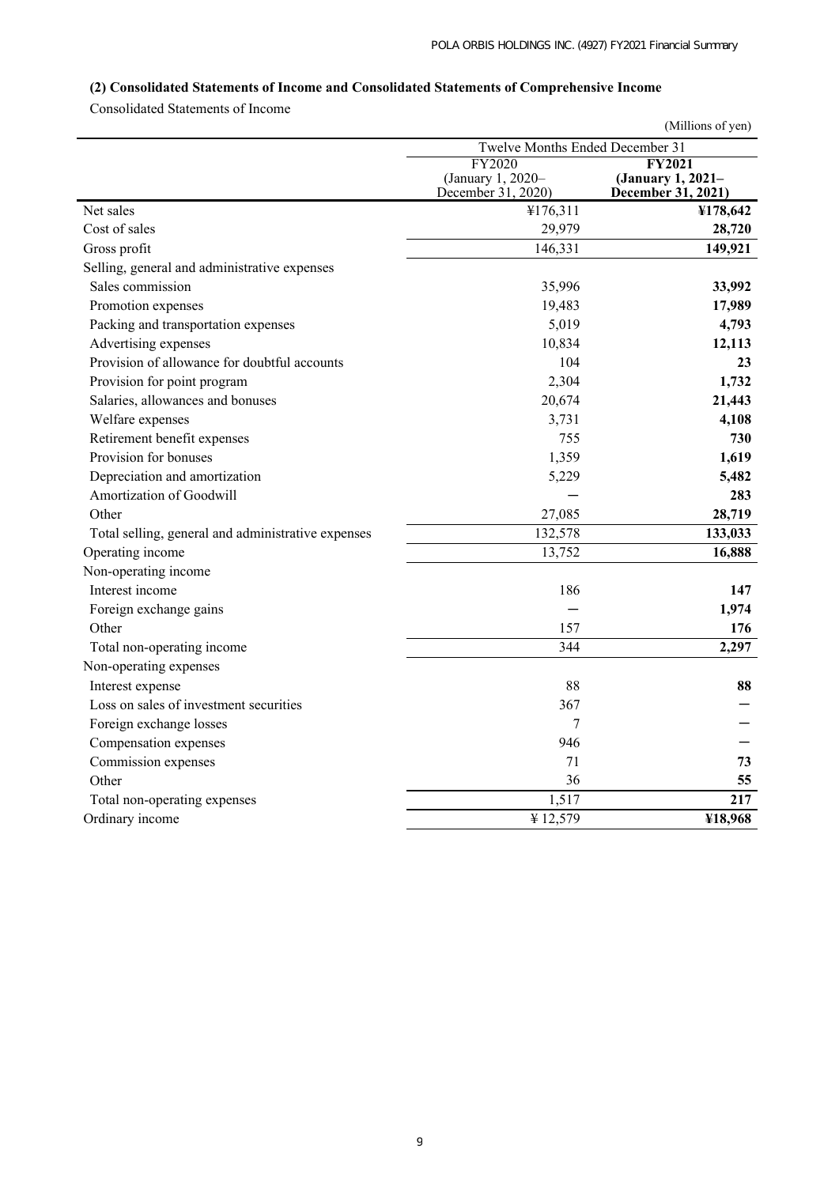### (2) Consolidated Statements of Income and Consolidated Statements of Comprehensive Income

Consolidated Statements of Income

(Millions of yen)

| | Twelve Months Ended December 31 | |
|---|---|---|
| | FY2020 (January 1, 2020– December 31, 2020) | **FY2021 (January 1, 2021– December 31, 2021)** |
| Net sales | ¥176,311 | **¥178,642** |
| Cost of sales | 29,979 | **28,720** |
| Gross profit | 146,331 | **149,921** |
| Selling, general and administrative expenses | | |
| Sales commission | 35,996 | **33,992** |
| Promotion expenses | 19,483 | **17,989** |
| Packing and transportation expenses | 5,019 | **4,793** |
| Advertising expenses | 10,834 | **12,113** |
| Provision of allowance for doubtful accounts | 104 | **23** |
| Provision for point program | 2,304 | **1,732** |
| Salaries, allowances and bonuses | 20,674 | **21,443** |
| Welfare expenses | 3,731 | **4,108** |
| Retirement benefit expenses | 755 | **730** |
| Provision for bonuses | 1,359 | **1,619** |
| Depreciation and amortization | 5,229 | **5,482** |
| Amortization of Goodwill | — | **283** |
| Other | 27,085 | **28,719** |
| Total selling, general and administrative expenses | 132,578 | **133,033** |
| Operating income | 13,752 | **16,888** |
| Non-operating income | | |
| Interest income | 186 | **147** |
| Foreign exchange gains | — | **1,974** |
| Other | 157 | **176** |
| Total non-operating income | 344 | **2,297** |
| Non-operating expenses | | |
| Interest expense | 88 | **88** |
| Loss on sales of investment securities | 367 | **—** |
| Foreign exchange losses | 7 | **—** |
| Compensation expenses | 946 | **—** |
| Commission expenses | 71 | **73** |
| Other | 36 | **55** |
| Total non-operating expenses | 1,517 | **217** |
| Ordinary income | ¥12,579 | **¥18,968** |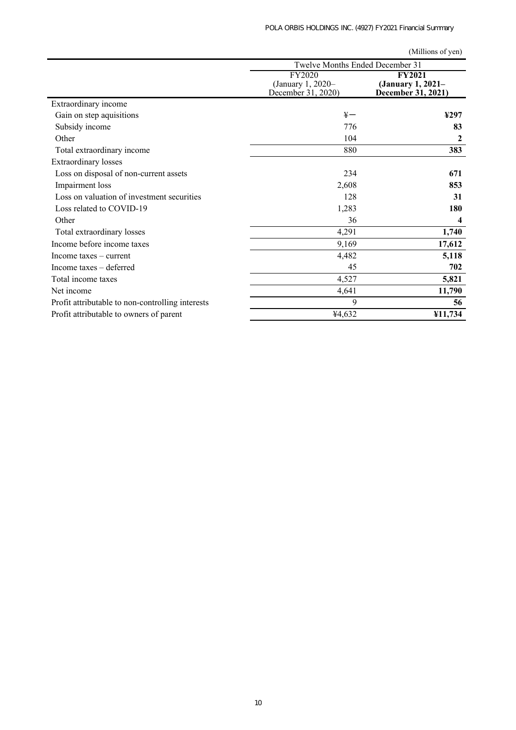(Millions of yen)

| | Twelve Months Ended December 31 | |
|---|---|---|
| | FY2020 (January 1, 2020– December 31, 2020) | **FY2021 (January 1, 2021– December 31, 2021)** |
| Extraordinary income | | |
| Gain on step aquisitions | ¥— | **¥297** |
| Subsidy income | 776 | **83** |
| Other | 104 | **2** |
| Total extraordinary income | 880 | **383** |
| Extraordinary losses | | |
| Loss on disposal of non-current assets | 234 | **671** |
| Impairment loss | 2,608 | **853** |
| Loss on valuation of investment securities | 128 | **31** |
| Loss related to COVID-19 | 1,283 | **180** |
| Other | 36 | **4** |
| Total extraordinary losses | 4,291 | **1,740** |
| Income before income taxes | 9,169 | **17,612** |
| Income taxes – current | 4,482 | **5,118** |
| Income taxes – deferred | 45 | **702** |
| Total income taxes | 4,527 | **5,821** |
| Net income | 4,641 | **11,790** |
| Profit attributable to non-controlling interests | 9 | **56** |
| Profit attributable to owners of parent | ¥4,632 | **¥11,734** |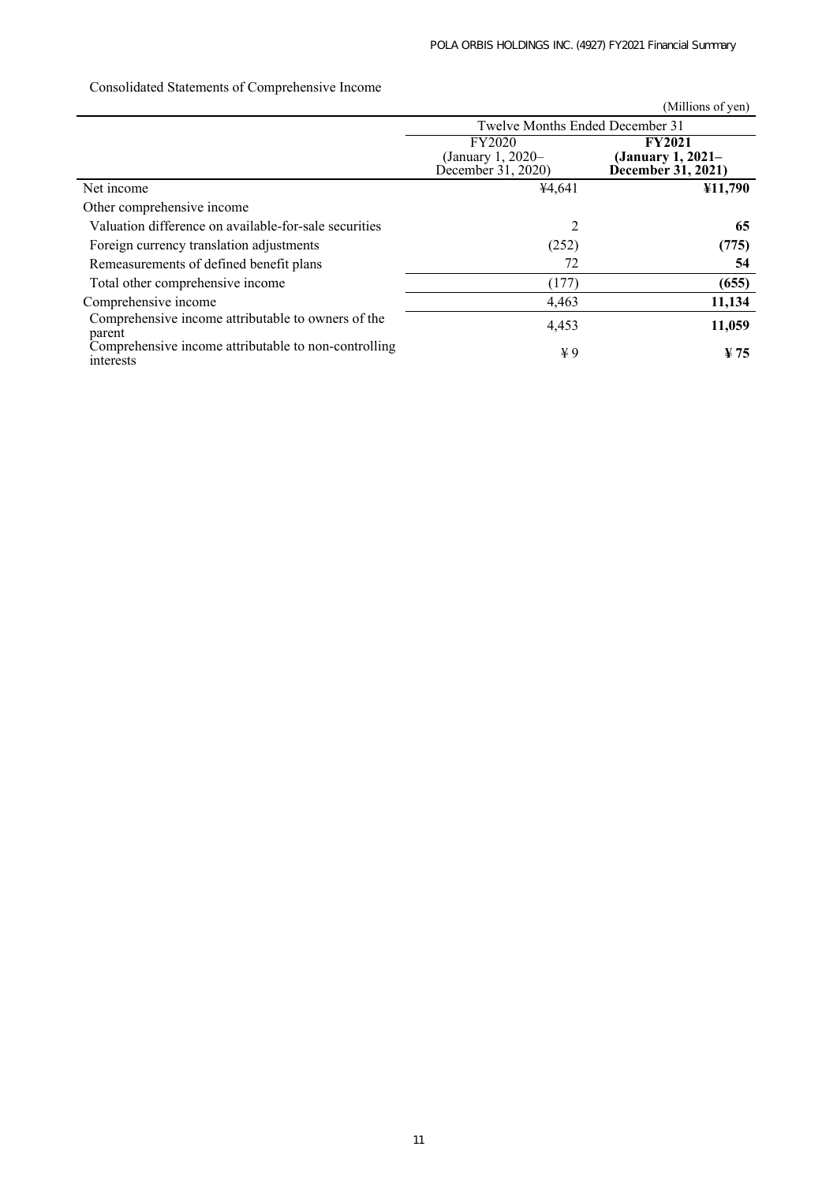Consolidated Statements of Comprehensive Income

(Millions of yen)

| | Twelve Months Ended December 31 | |
|---|---|---|
| | FY2020 (January 1, 2020– December 31, 2020) | **FY2021 (January 1, 2021– December 31, 2021)** |
| Net income | ¥4,641 | **¥11,790** |
| Other comprehensive income | | |
| Valuation difference on available-for-sale securities | 2 | **65** |
| Foreign currency translation adjustments | (252) | **(775)** |
| Remeasurements of defined benefit plans | 72 | **54** |
| Total other comprehensive income | (177) | **(655)** |
| Comprehensive income | 4,463 | **11,134** |
| Comprehensive income attributable to owners of the parent | 4,453 | **11,059** |
| Comprehensive income attributable to non-controlling interests | ¥ 9 | **¥ 75** |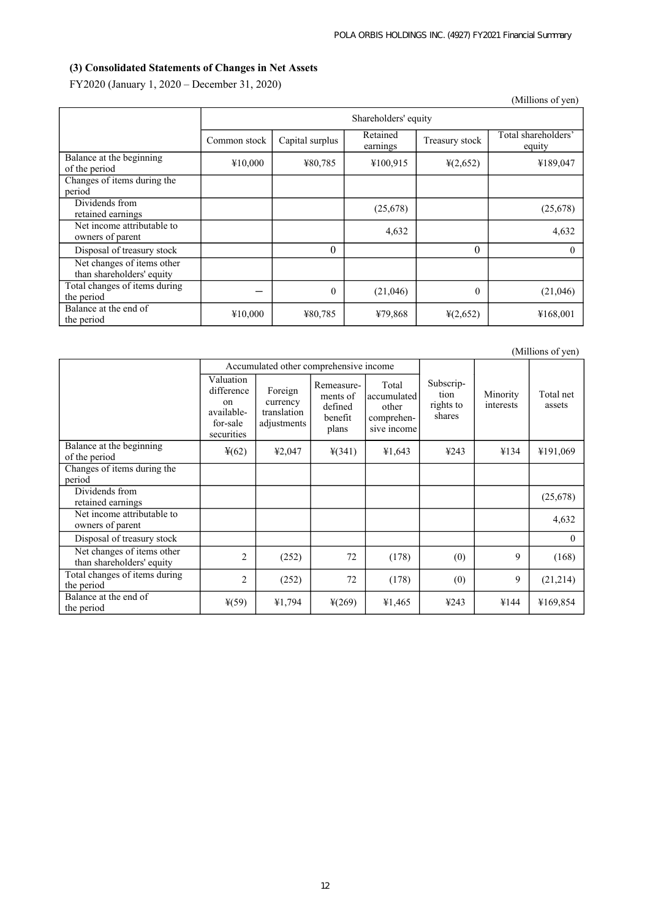### (3) Consolidated Statements of Changes in Net Assets

FY2020 (January 1, 2020 – December 31, 2020)

(Millions of yen)

| | Shareholders' equity | | | | |
|---|---|---|---|---|---|
| | Common stock | Capital surplus | Retained earnings | Treasury stock | Total shareholders' equity |
| Balance at the beginning of the period | ¥10,000 | ¥80,785 | ¥100,915 | ¥(2,652) | ¥189,047 |
| Changes of items during the period | | | | | |
| Dividends from retained earnings | | | (25,678) | | (25,678) |
| Net income attributable to owners of parent | | | 4,632 | | 4,632 |
| Disposal of treasury stock | | 0 | | 0 | 0 |
| Net changes of items other than shareholders' equity | | | | | |
| Total changes of items during the period | ― | 0 | (21,046) | 0 | (21,046) |
| Balance at the end of the period | ¥10,000 | ¥80,785 | ¥79,868 | ¥(2,652) | ¥168,001 |

(Millions of yen)

| | Accumulated other comprehensive income | | | | Subscription rights to shares | Minority interests | Total net assets |
|---|---|---|---|---|---|---|---|
| | Valuation difference on available-for-sale securities | Foreign currency translation adjustments | Remeasurements of defined benefit plans | Total accumulated other comprehensive income | | | |
| Balance at the beginning of the period | ¥(62) | ¥2,047 | ¥(341) | ¥1,643 | ¥243 | ¥134 | ¥191,069 |
| Changes of items during the period | | | | | | | |
| Dividends from retained earnings | | | | | | | (25,678) |
| Net income attributable to owners of parent | | | | | | | 4,632 |
| Disposal of treasury stock | | | | | | | 0 |
| Net changes of items other than shareholders' equity | 2 | (252) | 72 | (178) | (0) | 9 | (168) |
| Total changes of items during the period | 2 | (252) | 72 | (178) | (0) | 9 | (21,214) |
| Balance at the end of the period | ¥(59) | ¥1,794 | ¥(269) | ¥1,465 | ¥243 | ¥144 | ¥169,854 |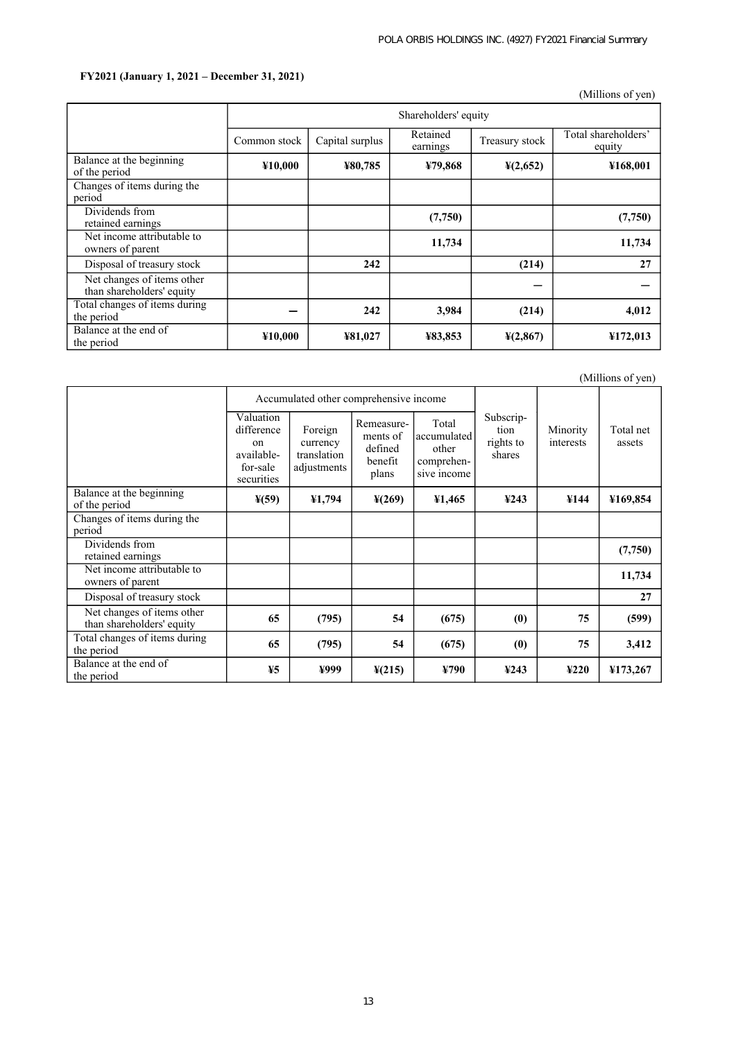**FY2021 (January 1, 2021 – December 31, 2021)**

(Millions of yen)

| | Shareholders' equity | | | | |
|---|---|---|---|---|---|
| | Common stock | Capital surplus | Retained earnings | Treasury stock | Total shareholders' equity |
| Balance at the beginning of the period | **¥10,000** | **¥80,785** | **¥79,868** | **¥(2,652)** | **¥168,001** |
| Changes of items during the period | | | | | |
| Dividends from retained earnings | | | **(7,750)** | | **(7,750)** |
| Net income attributable to owners of parent | | | **11,734** | | **11,734** |
| Disposal of treasury stock | | **242** | | **(214)** | **27** |
| Net changes of items other than shareholders' equity | | | | **—** | **—** |
| Total changes of items during the period | **—** | **242** | **3,984** | **(214)** | **4,012** |
| Balance at the end of the period | **¥10,000** | **¥81,027** | **¥83,853** | **¥(2,867)** | **¥172,013** |

(Millions of yen)

| | Accumulated other comprehensive income | | | | Subscription rights to shares | Minority interests | Total net assets |
|---|---|---|---|---|---|---|---|
| | Valuation difference on available-for-sale securities | Foreign currency translation adjustments | Remeasurements of defined benefit plans | Total accumulated other comprehensive income | | | |
| Balance at the beginning of the period | **¥(59)** | **¥1,794** | **¥(269)** | **¥1,465** | **¥243** | **¥144** | **¥169,854** |
| Changes of items during the period | | | | | | | |
| Dividends from retained earnings | | | | | | | **(7,750)** |
| Net income attributable to owners of parent | | | | | | | **11,734** |
| Disposal of treasury stock | | | | | | | **27** |
| Net changes of items other than shareholders' equity | **65** | **(795)** | **54** | **(675)** | **(0)** | **75** | **(599)** |
| Total changes of items during the period | **65** | **(795)** | **54** | **(675)** | **(0)** | **75** | **3,412** |
| Balance at the end of the period | **¥5** | **¥999** | **¥(215)** | **¥790** | **¥243** | **¥220** | **¥173,267** |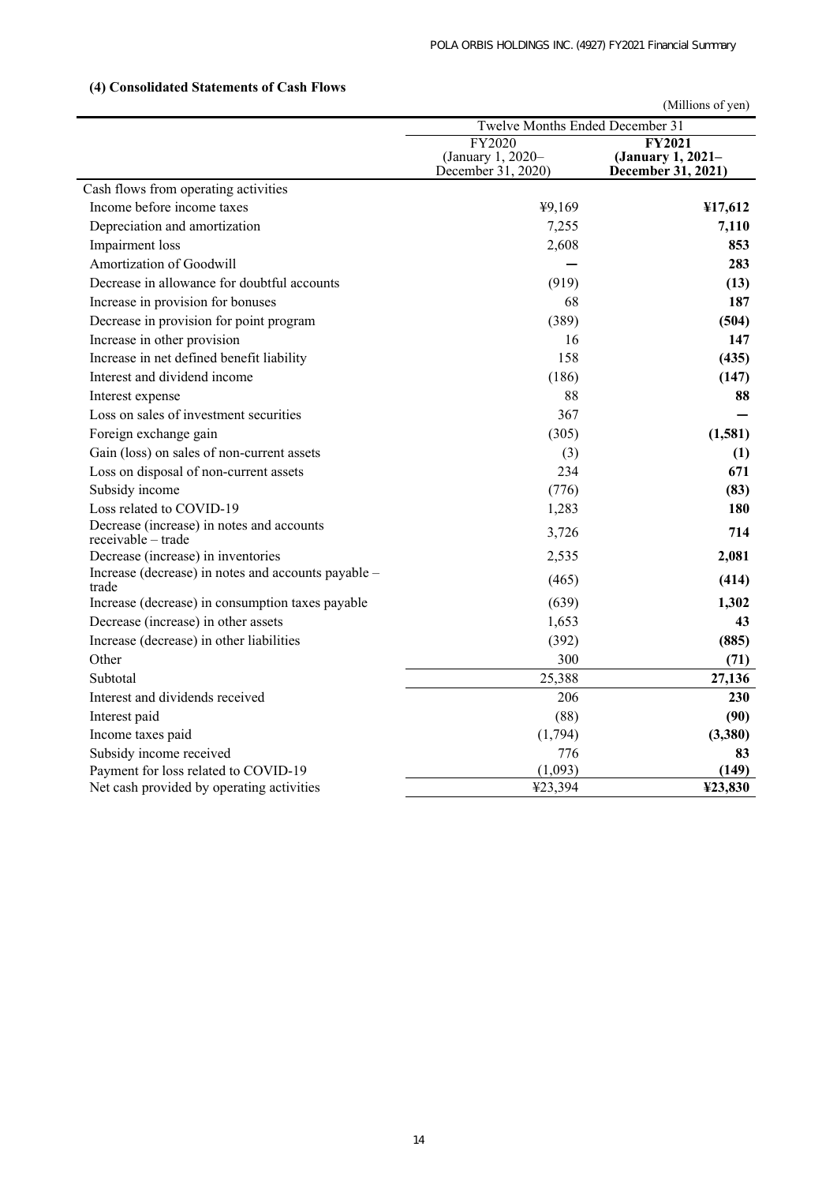### (4) Consolidated Statements of Cash Flows

(Millions of yen)

| | Twelve Months Ended December 31 | |
|---|---|---|
| | FY2020 (January 1, 2020– December 31, 2020) | **FY2021 (January 1, 2021– December 31, 2021)** |
| Cash flows from operating activities | | |
| Income before income taxes | ¥9,169 | **¥17,612** |
| Depreciation and amortization | 7,255 | **7,110** |
| Impairment loss | 2,608 | **853** |
| Amortization of Goodwill | — | **283** |
| Decrease in allowance for doubtful accounts | (919) | **(13)** |
| Increase in provision for bonuses | 68 | **187** |
| Decrease in provision for point program | (389) | **(504)** |
| Increase in other provision | 16 | **147** |
| Increase in net defined benefit liability | 158 | **(435)** |
| Interest and dividend income | (186) | **(147)** |
| Interest expense | 88 | **88** |
| Loss on sales of investment securities | 367 | **—** |
| Foreign exchange gain | (305) | **(1,581)** |
| Gain (loss) on sales of non-current assets | (3) | **(1)** |
| Loss on disposal of non-current assets | 234 | **671** |
| Subsidy income | (776) | **(83)** |
| Loss related to COVID-19 | 1,283 | **180** |
| Decrease (increase) in notes and accounts receivable – trade | 3,726 | **714** |
| Decrease (increase) in inventories | 2,535 | **2,081** |
| Increase (decrease) in notes and accounts payable – trade | (465) | **(414)** |
| Increase (decrease) in consumption taxes payable | (639) | **1,302** |
| Decrease (increase) in other assets | 1,653 | **43** |
| Increase (decrease) in other liabilities | (392) | **(885)** |
| Other | 300 | **(71)** |
| Subtotal | 25,388 | **27,136** |
| Interest and dividends received | 206 | **230** |
| Interest paid | (88) | **(90)** |
| Income taxes paid | (1,794) | **(3,380)** |
| Subsidy income received | 776 | **83** |
| Payment for loss related to COVID-19 | (1,093) | **(149)** |
| Net cash provided by operating activities | ¥23,394 | **¥23,830** |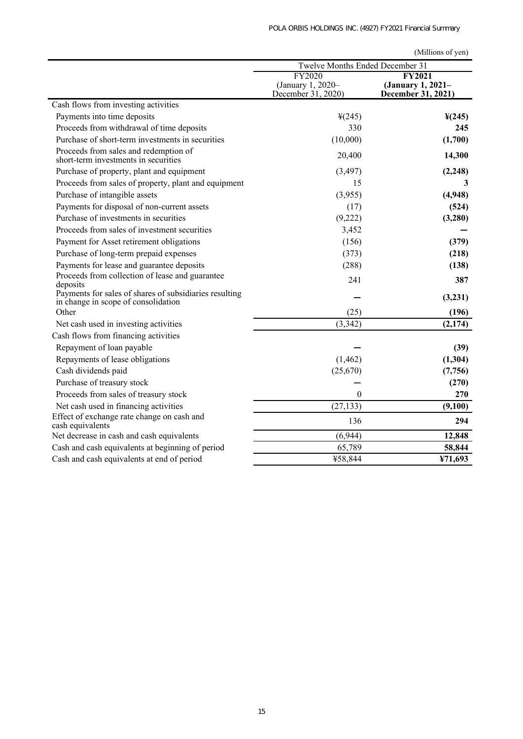(Millions of yen)

| | Twelve Months Ended December 31 | |
|---|---|---|
| | FY2020 (January 1, 2020– December 31, 2020) | **FY2021 (January 1, 2021– December 31, 2021)** |
| Cash flows from investing activities | | |
| Payments into time deposits | ¥(245) | **¥(245)** |
| Proceeds from withdrawal of time deposits | 330 | **245** |
| Purchase of short-term investments in securities | (10,000) | **(1,700)** |
| Proceeds from sales and redemption of short-term investments in securities | 20,400 | **14,300** |
| Purchase of property, plant and equipment | (3,497) | **(2,248)** |
| Proceeds from sales of property, plant and equipment | 15 | **3** |
| Purchase of intangible assets | (3,955) | **(4,948)** |
| Payments for disposal of non-current assets | (17) | **(524)** |
| Purchase of investments in securities | (9,222) | **(3,280)** |
| Proceeds from sales of investment securities | 3,452 | **—** |
| Payment for Asset retirement obligations | (156) | **(379)** |
| Purchase of long-term prepaid expenses | (373) | **(218)** |
| Payments for lease and guarantee deposits | (288) | **(138)** |
| Proceeds from collection of lease and guarantee deposits | 241 | **387** |
| Payments for sales of shares of subsidiaries resulting in change in scope of consolidation | — | **(3,231)** |
| Other | (25) | **(196)** |
| Net cash used in investing activities | (3,342) | **(2,174)** |
| Cash flows from financing activities | | |
| Repayment of loan payable | — | **(39)** |
| Repayments of lease obligations | (1,462) | **(1,304)** |
| Cash dividends paid | (25,670) | **(7,756)** |
| Purchase of treasury stock | — | **(270)** |
| Proceeds from sales of treasury stock | 0 | **270** |
| Net cash used in financing activities | (27,133) | **(9,100)** |
| Effect of exchange rate change on cash and cash equivalents | 136 | **294** |
| Net decrease in cash and cash equivalents | (6,944) | **12,848** |
| Cash and cash equivalents at beginning of period | 65,789 | **58,844** |
| Cash and cash equivalents at end of period | ¥58,844 | **¥71,693** |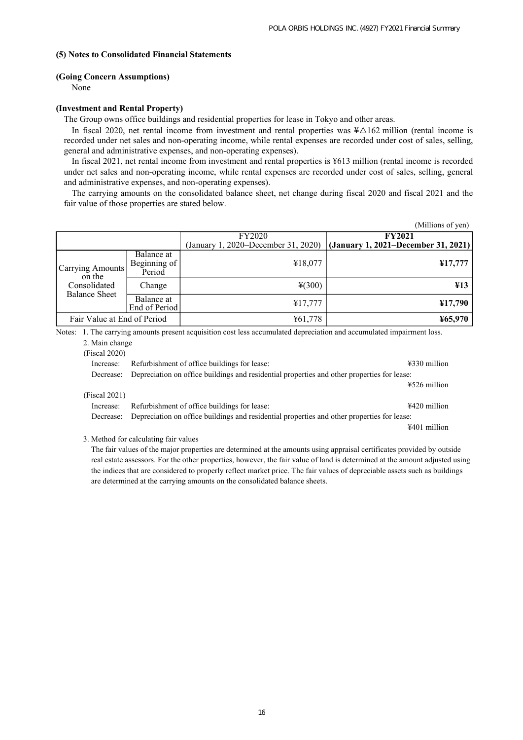### (5) Notes to Consolidated Financial Statements

#### (Going Concern Assumptions)

None

#### (Investment and Rental Property)

The Group owns office buildings and residential properties for lease in Tokyo and other areas.

In fiscal 2020, net rental income from investment and rental properties was ¥△162 million (rental income is recorded under net sales and non-operating income, while rental expenses are recorded under cost of sales, selling, general and administrative expenses, and non-operating expenses).

In fiscal 2021, net rental income from investment and rental properties is ¥613 million (rental income is recorded under net sales and non-operating income, while rental expenses are recorded under cost of sales, selling, general and administrative expenses, and non-operating expenses).

The carrying amounts on the consolidated balance sheet, net change during fiscal 2020 and fiscal 2021 and the fair value of those properties are stated below.

(Millions of yen)

| | | FY2020 (January 1, 2020–December 31, 2020) | **FY2021 (January 1, 2021–December 31, 2021)** |
|---|---|---|---|
| Carrying Amounts on the Consolidated Balance Sheet | Balance at Beginning of Period | ¥18,077 | **¥17,777** |
| | Change | ¥(300) | **¥13** |
| | Balance at End of Period | ¥17,777 | **¥17,790** |
| Fair Value at End of Period | | ¥61,778 | **¥65,970** |

Notes: 1. The carrying amounts present acquisition cost less accumulated depreciation and accumulated impairment loss.

2. Main change

(Fiscal 2020)

Increase: Refurbishment of office buildings for lease: ¥330 million

Decrease: Depreciation on office buildings and residential properties and other properties for lease: ¥526 million

(Fiscal 2021)

Increase: Refurbishment of office buildings for lease: ¥420 million

Decrease: Depreciation on office buildings and residential properties and other properties for lease: ¥401 million

3. Method for calculating fair values

The fair values of the major properties are determined at the amounts using appraisal certificates provided by outside real estate assessors. For the other properties, however, the fair value of land is determined at the amount adjusted using the indices that are considered to properly reflect market price. The fair values of depreciable assets such as buildings are determined at the carrying amounts on the consolidated balance sheets.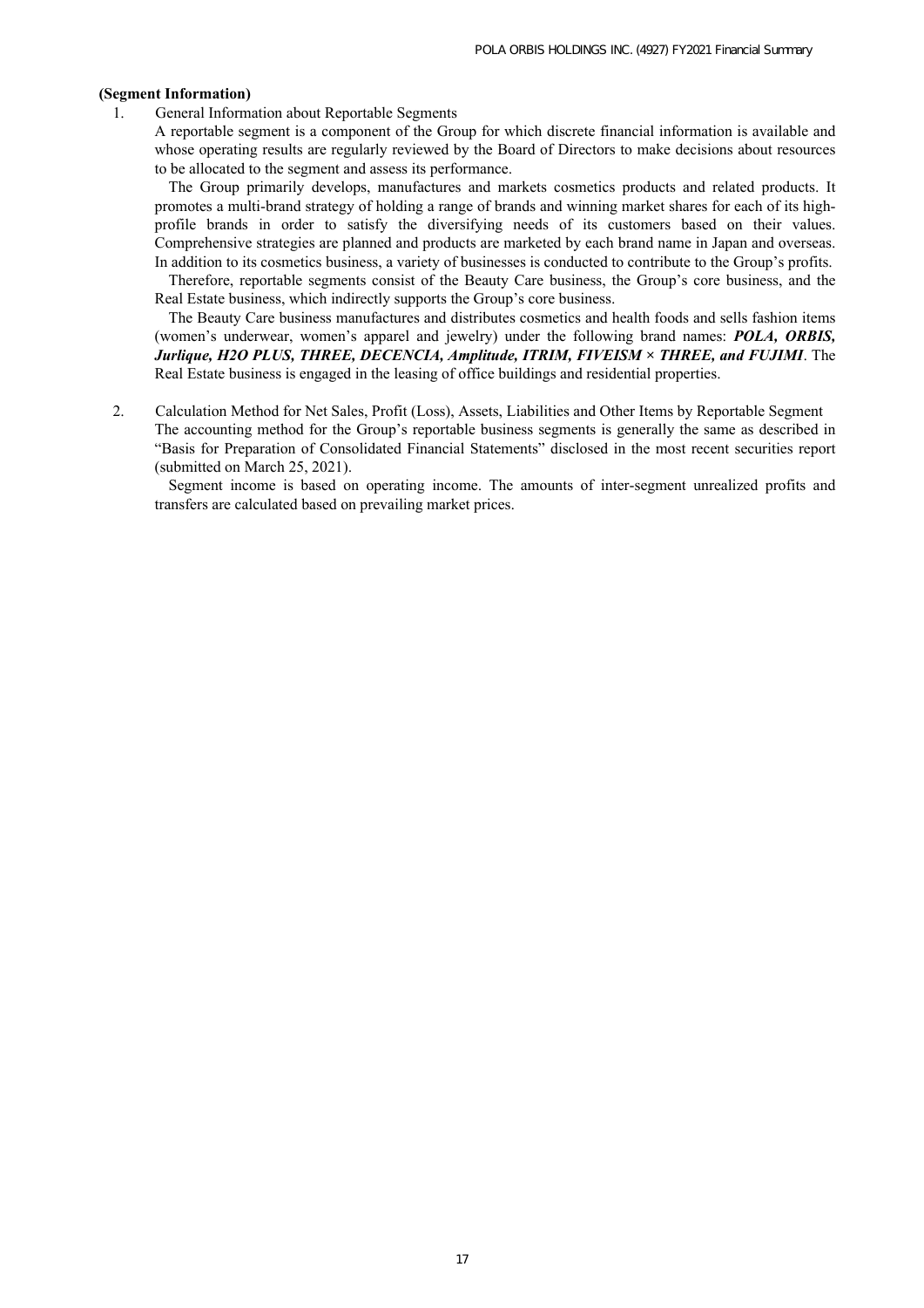**(Segment Information)**

1. General Information about Reportable Segments

   A reportable segment is a component of the Group for which discrete financial information is available and whose operating results are regularly reviewed by the Board of Directors to make decisions about resources to be allocated to the segment and assess its performance.

   The Group primarily develops, manufactures and markets cosmetics products and related products. It promotes a multi-brand strategy of holding a range of brands and winning market shares for each of its high-profile brands in order to satisfy the diversifying needs of its customers based on their values. Comprehensive strategies are planned and products are marketed by each brand name in Japan and overseas. In addition to its cosmetics business, a variety of businesses is conducted to contribute to the Group's profits.

   Therefore, reportable segments consist of the Beauty Care business, the Group's core business, and the Real Estate business, which indirectly supports the Group's core business.

   The Beauty Care business manufactures and distributes cosmetics and health foods and sells fashion items (women's underwear, women's apparel and jewelry) under the following brand names: ***POLA, ORBIS, Jurlique, H2O PLUS, THREE, DECENCIA, Amplitude, ITRIM, FIVEISM × THREE, and FUJIMI***. The Real Estate business is engaged in the leasing of office buildings and residential properties.

2. Calculation Method for Net Sales, Profit (Loss), Assets, Liabilities and Other Items by Reportable Segment

   The accounting method for the Group's reportable business segments is generally the same as described in "Basis for Preparation of Consolidated Financial Statements" disclosed in the most recent securities report (submitted on March 25, 2021).

   Segment income is based on operating income. The amounts of inter-segment unrealized profits and transfers are calculated based on prevailing market prices.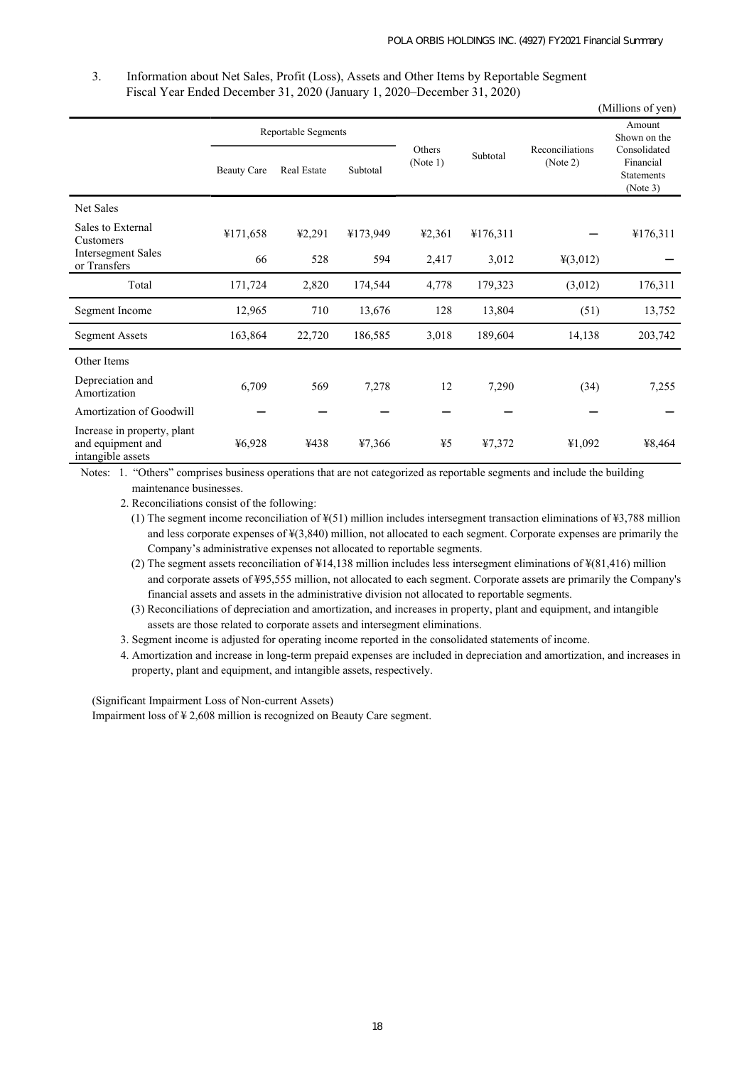3. Information about Net Sales, Profit (Loss), Assets and Other Items by Reportable Segment
Fiscal Year Ended December 31, 2020 (January 1, 2020–December 31, 2020)

(Millions of yen)

| | Reportable Segments | | | Others (Note 1) | Subtotal | Reconciliations (Note 2) | Amount Shown on the Consolidated Financial Statements (Note 3) |
|---|---|---|---|---|---|---|---|
| | Beauty Care | Real Estate | Subtotal | | | | |
| Net Sales | | | | | | | |
| Sales to External Customers | ¥171,658 | ¥2,291 | ¥173,949 | ¥2,361 | ¥176,311 | ー | ¥176,311 |
| Intersegment Sales or Transfers | 66 | 528 | 594 | 2,417 | 3,012 | ¥(3,012) | ー |
| Total | 171,724 | 2,820 | 174,544 | 4,778 | 179,323 | (3,012) | 176,311 |
| Segment Income | 12,965 | 710 | 13,676 | 128 | 13,804 | (51) | 13,752 |
| Segment Assets | 163,864 | 22,720 | 186,585 | 3,018 | 189,604 | 14,138 | 203,742 |
| Other Items | | | | | | | |
| Depreciation and Amortization | 6,709 | 569 | 7,278 | 12 | 7,290 | (34) | 7,255 |
| Amortization of Goodwill | ー | ー | ー | ー | ー | ー | ー |
| Increase in property, plant and equipment and intangible assets | ¥6,928 | ¥438 | ¥7,366 | ¥5 | ¥7,372 | ¥1,092 | ¥8,464 |

Notes: 1. "Others" comprises business operations that are not categorized as reportable segments and include the building maintenance businesses.

2. Reconciliations consist of the following:

(1) The segment income reconciliation of ¥(51) million includes intersegment transaction eliminations of ¥3,788 million and less corporate expenses of ¥(3,840) million, not allocated to each segment. Corporate expenses are primarily the Company's administrative expenses not allocated to reportable segments.

(2) The segment assets reconciliation of ¥14,138 million includes less intersegment eliminations of ¥(81,416) million and corporate assets of ¥95,555 million, not allocated to each segment. Corporate assets are primarily the Company's financial assets and assets in the administrative division not allocated to reportable segments.

(3) Reconciliations of depreciation and amortization, and increases in property, plant and equipment, and intangible assets are those related to corporate assets and intersegment eliminations.

3. Segment income is adjusted for operating income reported in the consolidated statements of income.

4. Amortization and increase in long-term prepaid expenses are included in depreciation and amortization, and increases in property, plant and equipment, and intangible assets, respectively.

(Significant Impairment Loss of Non-current Assets)

Impairment loss of ¥ 2,608 million is recognized on Beauty Care segment.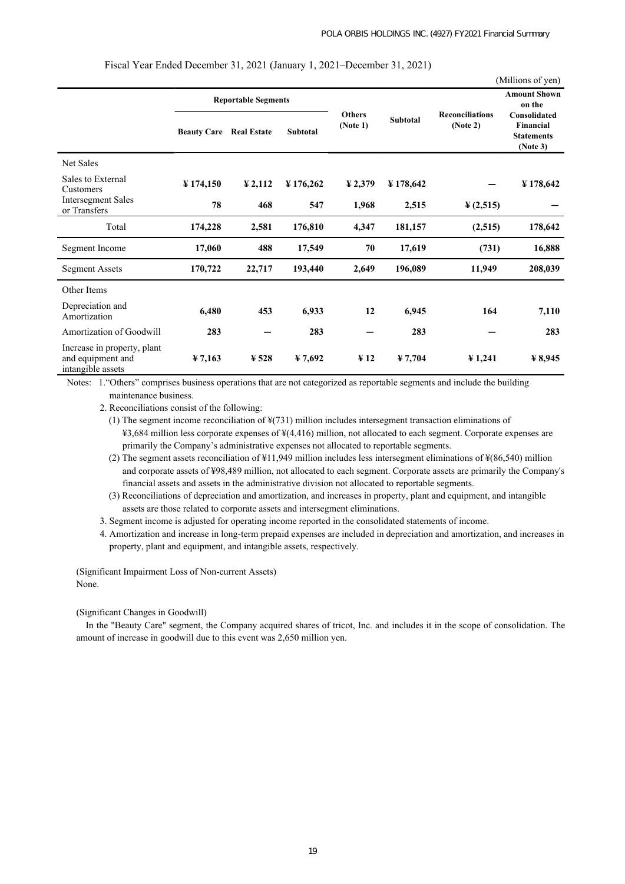Fiscal Year Ended December 31, 2021 (January 1, 2021–December 31, 2021)

(Millions of yen)

| | Reportable Segments | | | Others (Note 1) | Subtotal | Reconciliations (Note 2) | Amount Shown on the Consolidated Financial Statements (Note 3) |
|---|---|---|---|---|---|---|---|
| | Beauty Care | Real Estate | Subtotal | | | | |
| Net Sales | | | | | | | |
| Sales to External Customers | ¥ 174,150 | ¥ 2,112 | ¥ 176,262 | ¥ 2,379 | ¥ 178,642 | — | ¥ 178,642 |
| Intersegment Sales or Transfers | 78 | 468 | 547 | 1,968 | 2,515 | ¥ (2,515) | — |
| Total | 174,228 | 2,581 | 176,810 | 4,347 | 181,157 | (2,515) | 178,642 |
| Segment Income | 17,060 | 488 | 17,549 | 70 | 17,619 | (731) | 16,888 |
| Segment Assets | 170,722 | 22,717 | 193,440 | 2,649 | 196,089 | 11,949 | 208,039 |
| Other Items | | | | | | | |
| Depreciation and Amortization | 6,480 | 453 | 6,933 | 12 | 6,945 | 164 | 7,110 |
| Amortization of Goodwill | 283 | — | 283 | — | 283 | — | 283 |
| Increase in property, plant and equipment and intangible assets | ¥ 7,163 | ¥ 528 | ¥ 7,692 | ¥ 12 | ¥ 7,704 | ¥ 1,241 | ¥ 8,945 |

Notes: 1. "Others" comprises business operations that are not categorized as reportable segments and include the building maintenance business.

2. Reconciliations consist of the following:

(1) The segment income reconciliation of ¥(731) million includes intersegment transaction eliminations of ¥3,684 million less corporate expenses of ¥(4,416) million, not allocated to each segment. Corporate expenses are primarily the Company's administrative expenses not allocated to reportable segments.

(2) The segment assets reconciliation of ¥11,949 million includes less intersegment eliminations of ¥(86,540) million and corporate assets of ¥98,489 million, not allocated to each segment. Corporate assets are primarily the Company's financial assets and assets in the administrative division not allocated to reportable segments.

(3) Reconciliations of depreciation and amortization, and increases in property, plant and equipment, and intangible assets are those related to corporate assets and intersegment eliminations.

3. Segment income is adjusted for operating income reported in the consolidated statements of income.

4. Amortization and increase in long-term prepaid expenses are included in depreciation and amortization, and increases in property, plant and equipment, and intangible assets, respectively.

(Significant Impairment Loss of Non-current Assets)

None.

(Significant Changes in Goodwill)

In the "Beauty Care" segment, the Company acquired shares of tricot, Inc. and includes it in the scope of consolidation. The amount of increase in goodwill due to this event was 2,650 million yen.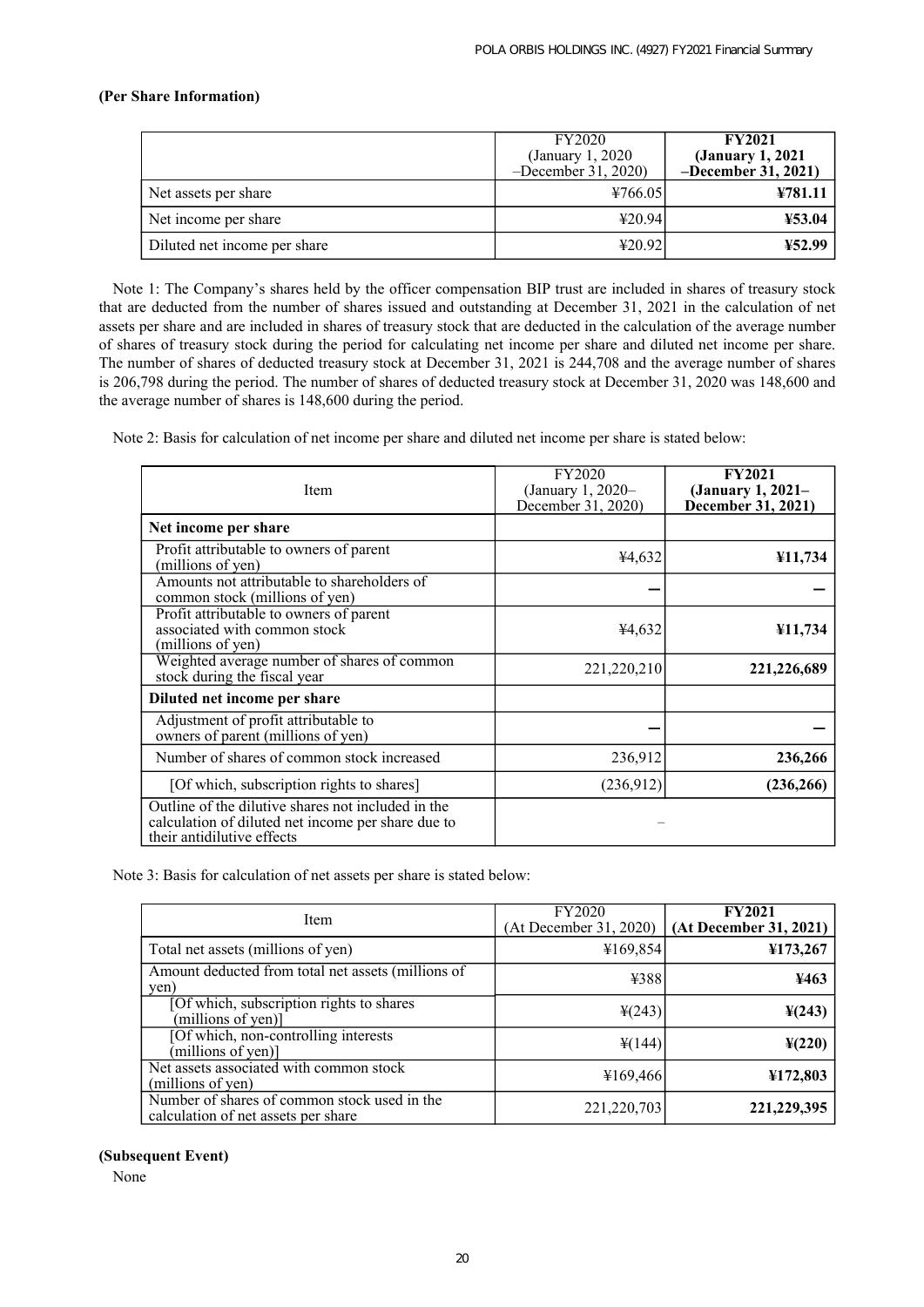**(Per Share Information)**

| | FY2020 (January 1, 2020 –December 31, 2020) | **FY2021 (January 1, 2021 –December 31, 2021)** |
|---|---|---|
| Net assets per share | ¥766.05 | **¥781.11** |
| Net income per share | ¥20.94 | **¥53.04** |
| Diluted net income per share | ¥20.92 | **¥52.99** |

Note 1: The Company's shares held by the officer compensation BIP trust are included in shares of treasury stock that are deducted from the number of shares issued and outstanding at December 31, 2021 in the calculation of net assets per share and are included in shares of treasury stock that are deducted in the calculation of the average number of shares of treasury stock during the period for calculating net income per share and diluted net income per share. The number of shares of deducted treasury stock at December 31, 2021 is 244,708 and the average number of shares is 206,798 during the period. The number of shares of deducted treasury stock at December 31, 2020 was 148,600 and the average number of shares is 148,600 during the period.

Note 2: Basis for calculation of net income per share and diluted net income per share is stated below:

| Item | FY2020 (January 1, 2020– December 31, 2020) | **FY2021 (January 1, 2021– December 31, 2021)** |
|---|---|---|
| **Net income per share** | | |
| Profit attributable to owners of parent (millions of yen) | ¥4,632 | **¥11,734** |
| Amounts not attributable to shareholders of common stock (millions of yen) | – | **–** |
| Profit attributable to owners of parent associated with common stock (millions of yen) | ¥4,632 | **¥11,734** |
| Weighted average number of shares of common stock during the fiscal year | 221,220,210 | **221,226,689** |
| **Diluted net income per share** | | |
| Adjustment of profit attributable to owners of parent (millions of yen) | – | **–** |
| Number of shares of common stock increased | 236,912 | **236,266** |
| [Of which, subscription rights to shares] | (236,912) | **(236,266)** |
| Outline of the dilutive shares not included in the calculation of diluted net income per share due to their antidilutive effects | – | |

Note 3: Basis for calculation of net assets per share is stated below:

| Item | FY2020 (At December 31, 2020) | **FY2021 (At December 31, 2021)** |
|---|---|---|
| Total net assets (millions of yen) | ¥169,854 | **¥173,267** |
| Amount deducted from total net assets (millions of yen) | ¥388 | **¥463** |
| [Of which, subscription rights to shares (millions of yen)] | ¥(243) | **¥(243)** |
| [Of which, non-controlling interests (millions of yen)] | ¥(144) | **¥(220)** |
| Net assets associated with common stock (millions of yen) | ¥169,466 | **¥172,803** |
| Number of shares of common stock used in the calculation of net assets per share | 221,220,703 | **221,229,395** |

**(Subsequent Event)**

None